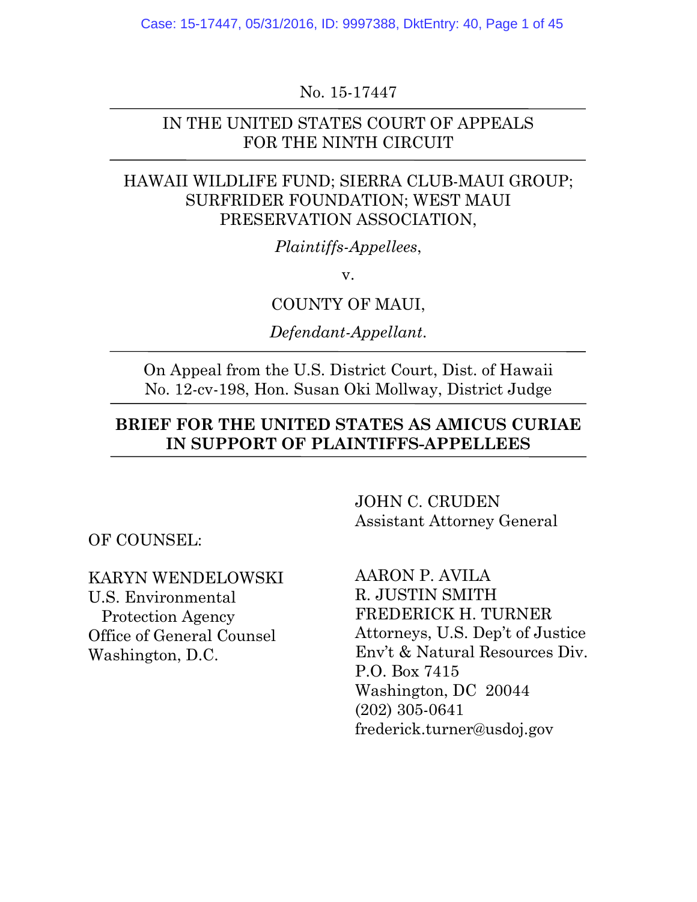No. 15-17447

IN THE UNITED STATES COURT OF APPEALS
FOR THE NINTH CIRCUIT

HAWAII WILDLIFE FUND; SIERRA CLUB-MAUI GROUP; SURFRIDER FOUNDATION; WEST MAUI PRESERVATION ASSOCIATION,

*Plaintiffs-Appellees*,

v.

COUNTY OF MAUI,

*Defendant-Appellant*.

On Appeal from the U.S. District Court, Dist. of Hawaii
No. 12-cv-198, Hon. Susan Oki Mollway, District Judge

**BRIEF FOR THE UNITED STATES AS AMICUS CURIAE IN SUPPORT OF PLAINTIFFS-APPELLEES**

OF COUNSEL:

KARYN WENDELOWSKI
U.S. Environmental Protection Agency
Office of General Counsel
Washington, D.C.

JOHN C. CRUDEN
Assistant Attorney General

AARON P. AVILA
R. JUSTIN SMITH
FREDERICK H. TURNER
Attorneys, U.S. Dep't of Justice
Env't & Natural Resources Div.
P.O. Box 7415
Washington, DC 20044
(202) 305-0641
frederick.turner@usdoj.gov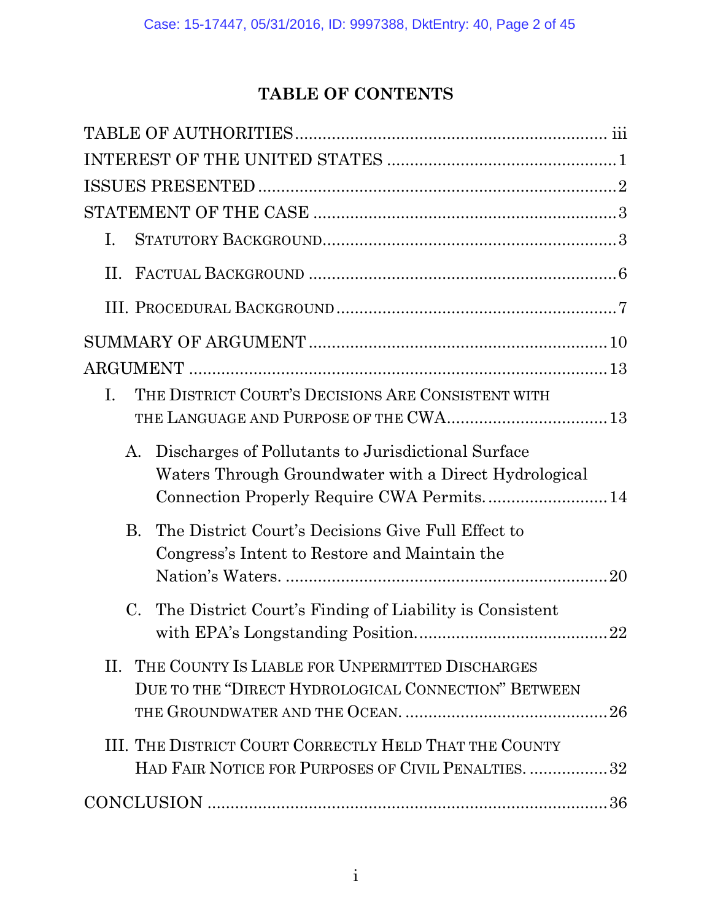# TABLE OF CONTENTS

TABLE OF AUTHORITIES .......... iii

INTEREST OF THE UNITED STATES .......... 1

ISSUES PRESENTED .......... 2

STATEMENT OF THE CASE .......... 3

- I. STATUTORY BACKGROUND .......... 3
- II. FACTUAL BACKGROUND .......... 6
- III. PROCEDURAL BACKGROUND .......... 7

SUMMARY OF ARGUMENT .......... 10

ARGUMENT .......... 13

- I. THE DISTRICT COURT'S DECISIONS ARE CONSISTENT WITH THE LANGUAGE AND PURPOSE OF THE CWA .......... 13
  - A. Discharges of Pollutants to Jurisdictional Surface Waters Through Groundwater with a Direct Hydrological Connection Properly Require CWA Permits. .......... 14
  - B. The District Court's Decisions Give Full Effect to Congress's Intent to Restore and Maintain the Nation's Waters. .......... 20
  - C. The District Court's Finding of Liability is Consistent with EPA's Longstanding Position. .......... 22
- II. THE COUNTY IS LIABLE FOR UNPERMITTED DISCHARGES DUE TO THE "DIRECT HYDROLOGICAL CONNECTION" BETWEEN THE GROUNDWATER AND THE OCEAN. .......... 26
- III. THE DISTRICT COURT CORRECTLY HELD THAT THE COUNTY HAD FAIR NOTICE FOR PURPOSES OF CIVIL PENALTIES. .......... 32

CONCLUSION .......... 36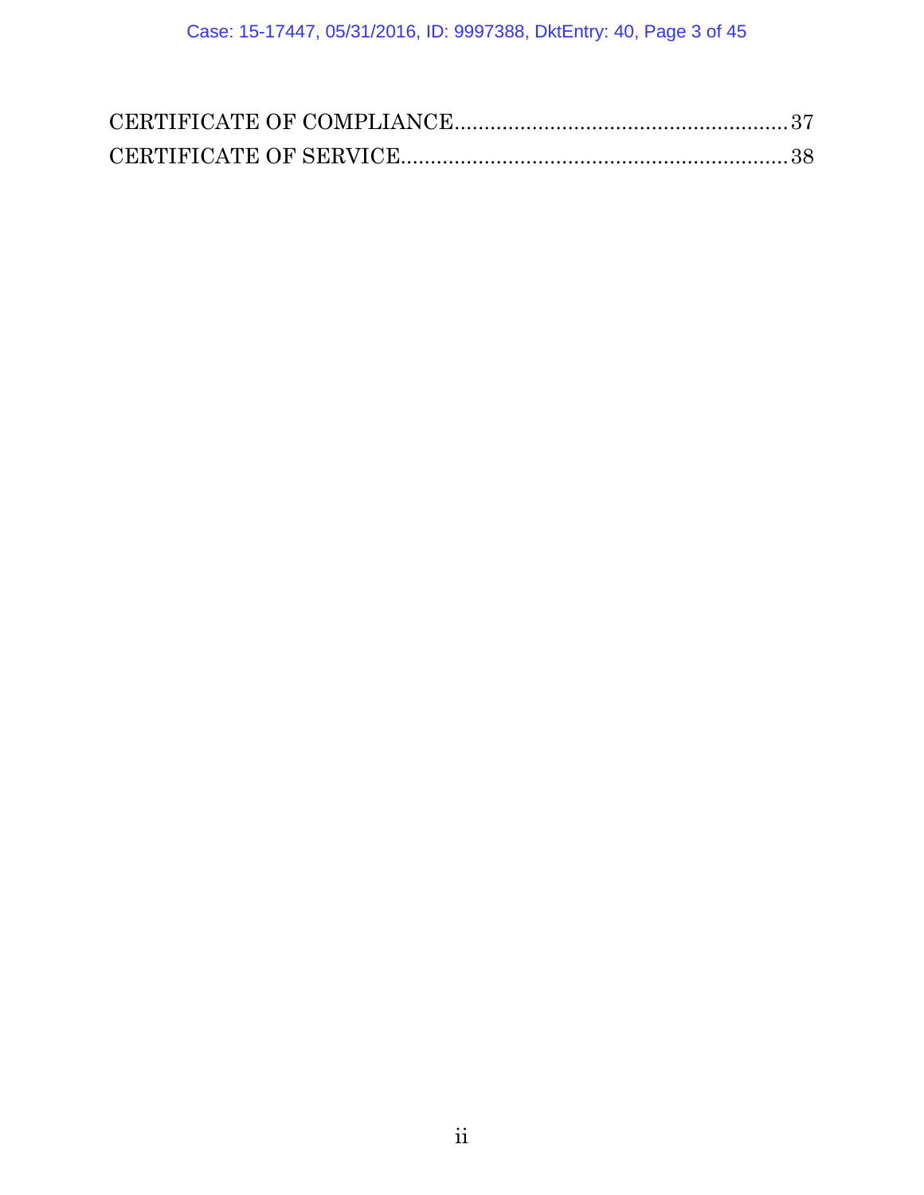CERTIFICATE OF COMPLIANCE....................................................... 37

CERTIFICATE OF SERVICE............................................................... 38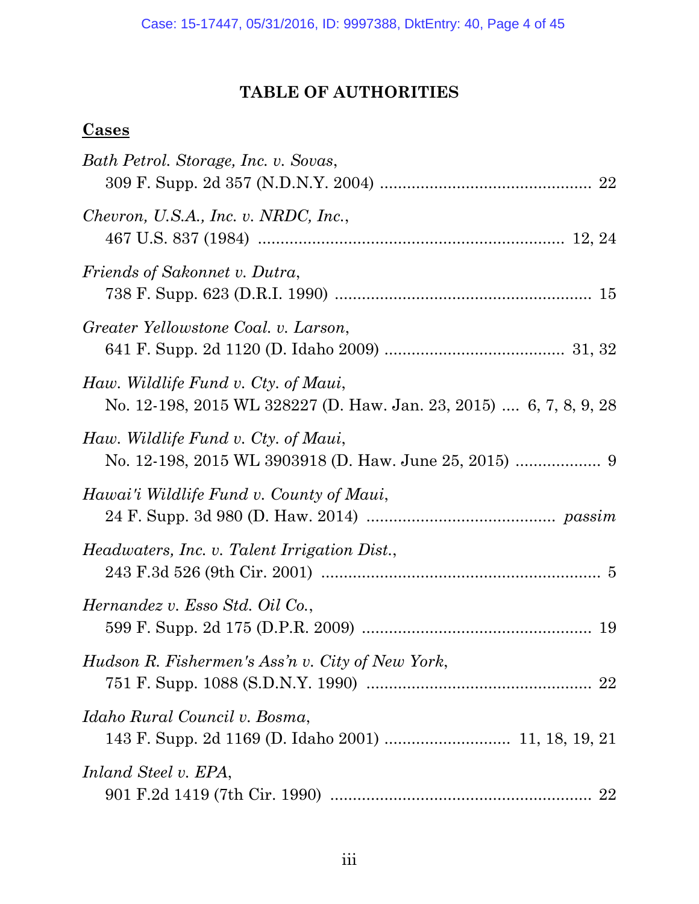## TABLE OF AUTHORITIES

**Cases**

*Bath Petrol. Storage, Inc. v. Sovas*,
309 F. Supp. 2d 357 (N.D.N.Y. 2004) ............................................... 22

*Chevron, U.S.A., Inc. v. NRDC, Inc.*,
467 U.S. 837 (1984) ................................................................... 12, 24

*Friends of Sakonnet v. Dutra*,
738 F. Supp. 623 (D.R.I. 1990) ......................................................... 15

*Greater Yellowstone Coal. v. Larson*,
641 F. Supp. 2d 1120 (D. Idaho 2009) ........................................ 31, 32

*Haw. Wildlife Fund v. Cty. of Maui*,
No. 12-198, 2015 WL 328227 (D. Haw. Jan. 23, 2015) .... 6, 7, 8, 9, 28

*Haw. Wildlife Fund v. Cty. of Maui*,
No. 12-198, 2015 WL 3903918 (D. Haw. June 25, 2015) ................... 9

*Hawai'i Wildlife Fund v. County of Maui*,
24 F. Supp. 3d 980 (D. Haw. 2014) .......................................... *passim*

*Headwaters, Inc. v. Talent Irrigation Dist.*,
243 F.3d 526 (9th Cir. 2001) .............................................................. 5

*Hernandez v. Esso Std. Oil Co.*,
599 F. Supp. 2d 175 (D.P.R. 2009) .................................................... 19

*Hudson R. Fishermen's Ass'n v. City of New York*,
751 F. Supp. 1088 (S.D.N.Y. 1990) .................................................. 22

*Idaho Rural Council v. Bosma*,
143 F. Supp. 2d 1169 (D. Idaho 2001) ............................ 11, 18, 19, 21

*Inland Steel v. EPA*,
901 F.2d 1419 (7th Cir. 1990) .......................................................... 22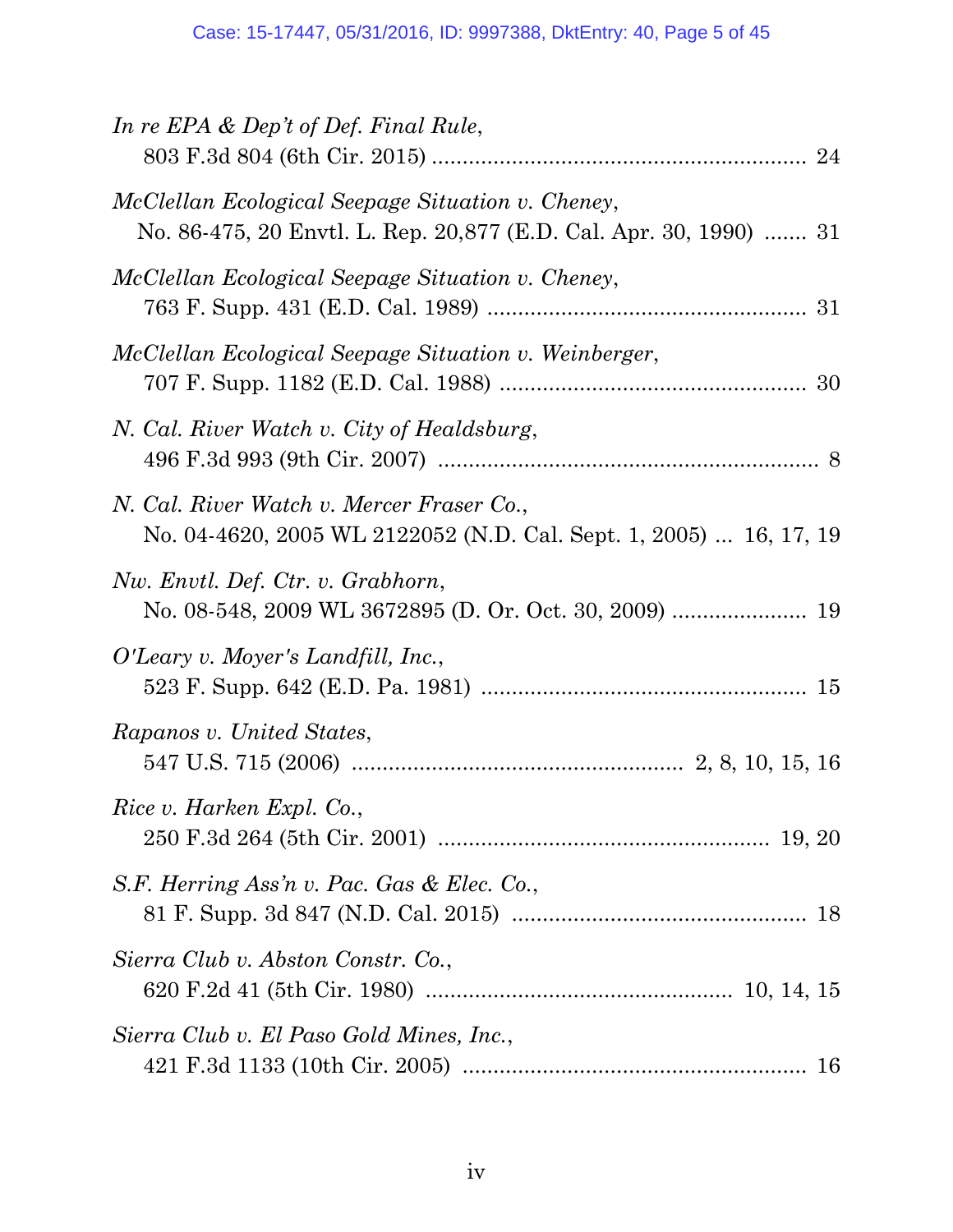*In re EPA & Dep't of Def. Final Rule*,
803 F.3d 804 (6th Cir. 2015) ............................................................ 24

*McClellan Ecological Seepage Situation v. Cheney*,
No. 86-475, 20 Envtl. L. Rep. 20,877 (E.D. Cal. Apr. 30, 1990) ....... 31

*McClellan Ecological Seepage Situation v. Cheney*,
763 F. Supp. 431 (E.D. Cal. 1989) ................................................... 31

*McClellan Ecological Seepage Situation v. Weinberger*,
707 F. Supp. 1182 (E.D. Cal. 1988) ................................................. 30

*N. Cal. River Watch v. City of Healdsburg*,
496 F.3d 993 (9th Cir. 2007) ............................................................. 8

*N. Cal. River Watch v. Mercer Fraser Co.*,
No. 04-4620, 2005 WL 2122052 (N.D. Cal. Sept. 1, 2005) ... 16, 17, 19

*Nw. Envtl. Def. Ctr. v. Grabhorn*,
No. 08-548, 2009 WL 3672895 (D. Or. Oct. 30, 2009) ..................... 19

*O'Leary v. Moyer's Landfill, Inc.*,
523 F. Supp. 642 (E.D. Pa. 1981) .................................................... 15

*Rapanos v. United States*,
547 U.S. 715 (2006) ..................................................... 2, 8, 10, 15, 16

*Rice v. Harken Expl. Co.*,
250 F.3d 264 (5th Cir. 2001) ..................................................... 19, 20

*S.F. Herring Ass'n v. Pac. Gas & Elec. Co.*,
81 F. Supp. 3d 847 (N.D. Cal. 2015) ............................................... 18

*Sierra Club v. Abston Constr. Co.*,
620 F.2d 41 (5th Cir. 1980) ................................................. 10, 14, 15

*Sierra Club v. El Paso Gold Mines, Inc.*,
421 F.3d 1133 (10th Cir. 2005) ....................................................... 16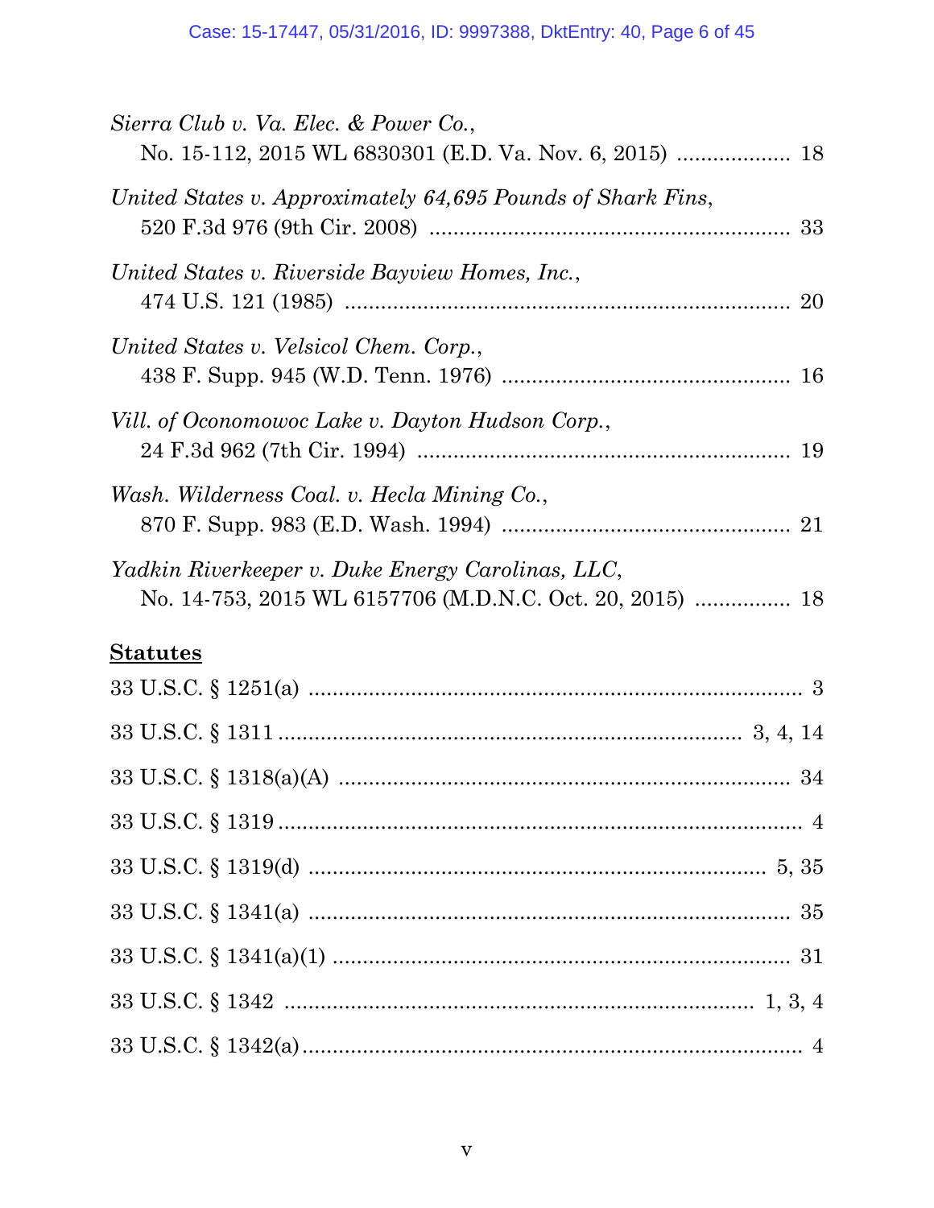*Sierra Club v. Va. Elec. & Power Co.*,
No. 15-112, 2015 WL 6830301 (E.D. Va. Nov. 6, 2015) .................. 18

*United States v. Approximately 64,695 Pounds of Shark Fins*,
520 F.3d 976 (9th Cir. 2008) .......................................................... 33

*United States v. Riverside Bayview Homes, Inc.*,
474 U.S. 121 (1985) ........................................................................ 20

*United States v. Velsicol Chem. Corp.*,
438 F. Supp. 945 (W.D. Tenn. 1976) ............................................... 16

*Vill. of Oconomowoc Lake v. Dayton Hudson Corp.*,
24 F.3d 962 (7th Cir. 1994) ............................................................ 19

*Wash. Wilderness Coal. v. Hecla Mining Co.*,
870 F. Supp. 983 (E.D. Wash. 1994) ............................................... 21

*Yadkin Riverkeeper v. Duke Energy Carolinas, LLC*,
No. 14-753, 2015 WL 6157706 (M.D.N.C. Oct. 20, 2015) ............... 18

**Statutes**

33 U.S.C. § 1251(a) ................................................................................ 3

33 U.S.C. § 1311 ......................................................................... 3, 4, 14

33 U.S.C. § 1318(a)(A) ........................................................................ 34

33 U.S.C. § 1319 ..................................................................................... 4

33 U.S.C. § 1319(d) ........................................................................... 5, 35

33 U.S.C. § 1341(a) .............................................................................. 35

33 U.S.C. § 1341(a)(1) .......................................................................... 31

33 U.S.C. § 1342 ............................................................................. 1, 3, 4

33 U.S.C. § 1342(a) ................................................................................. 4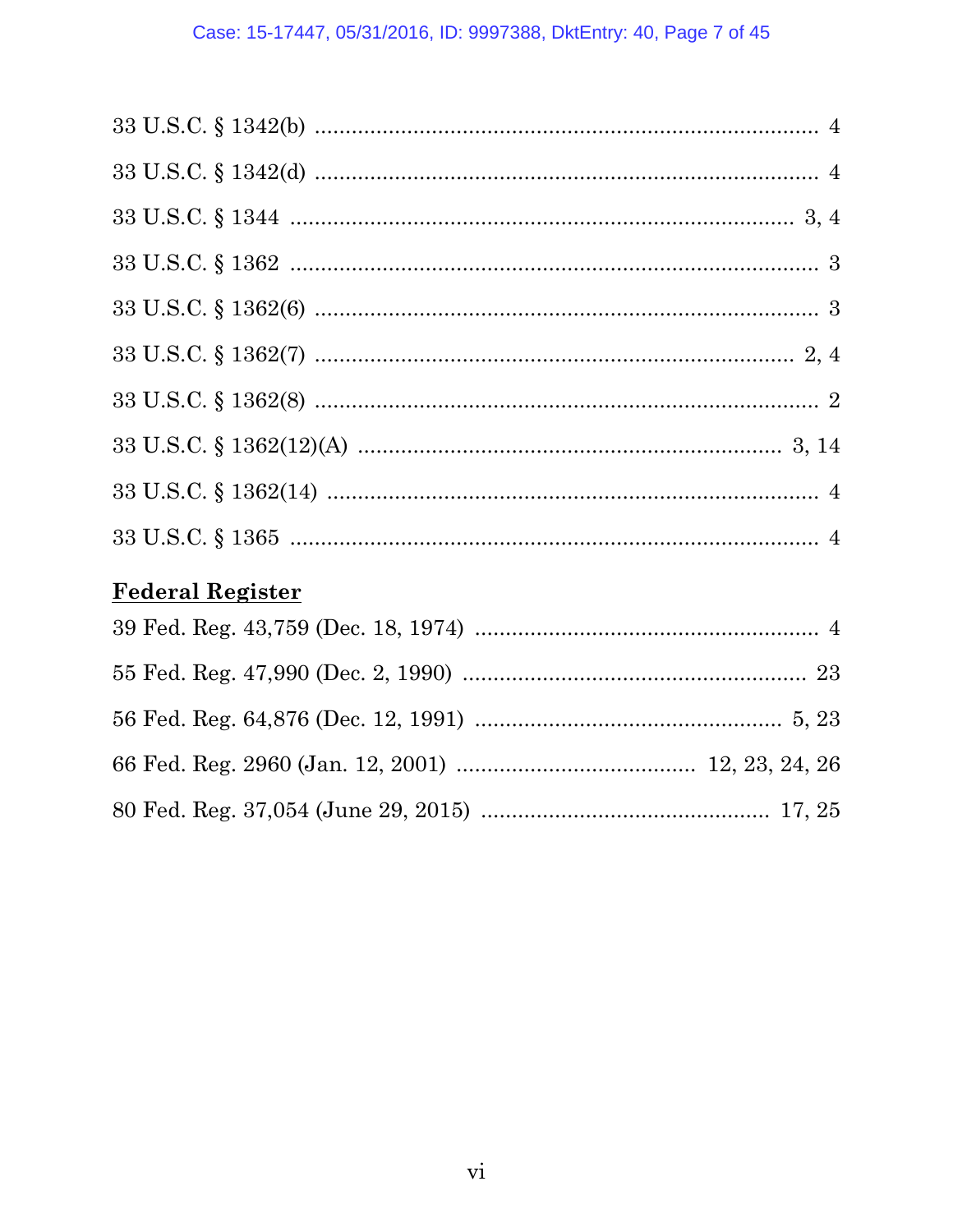33 U.S.C. § 1342(b) ........................................................................... 4

33 U.S.C. § 1342(d) ........................................................................... 4

33 U.S.C. § 1344 ........................................................................... 3, 4

33 U.S.C. § 1362 ........................................................................... 3

33 U.S.C. § 1362(6) ........................................................................... 3

33 U.S.C. § 1362(7) ........................................................................... 2, 4

33 U.S.C. § 1362(8) ........................................................................... 2

33 U.S.C. § 1362(12)(A) ........................................................................... 3, 14

33 U.S.C. § 1362(14) ........................................................................... 4

33 U.S.C. § 1365 ........................................................................... 4

**Federal Register**

39 Fed. Reg. 43,759 (Dec. 18, 1974) ........................................................ 4

55 Fed. Reg. 47,990 (Dec. 2, 1990) ........................................................ 23

56 Fed. Reg. 64,876 (Dec. 12, 1991) ........................................................ 5, 23

66 Fed. Reg. 2960 (Jan. 12, 2001) ........................................ 12, 23, 24, 26

80 Fed. Reg. 37,054 (June 29, 2015) ........................................ 17, 25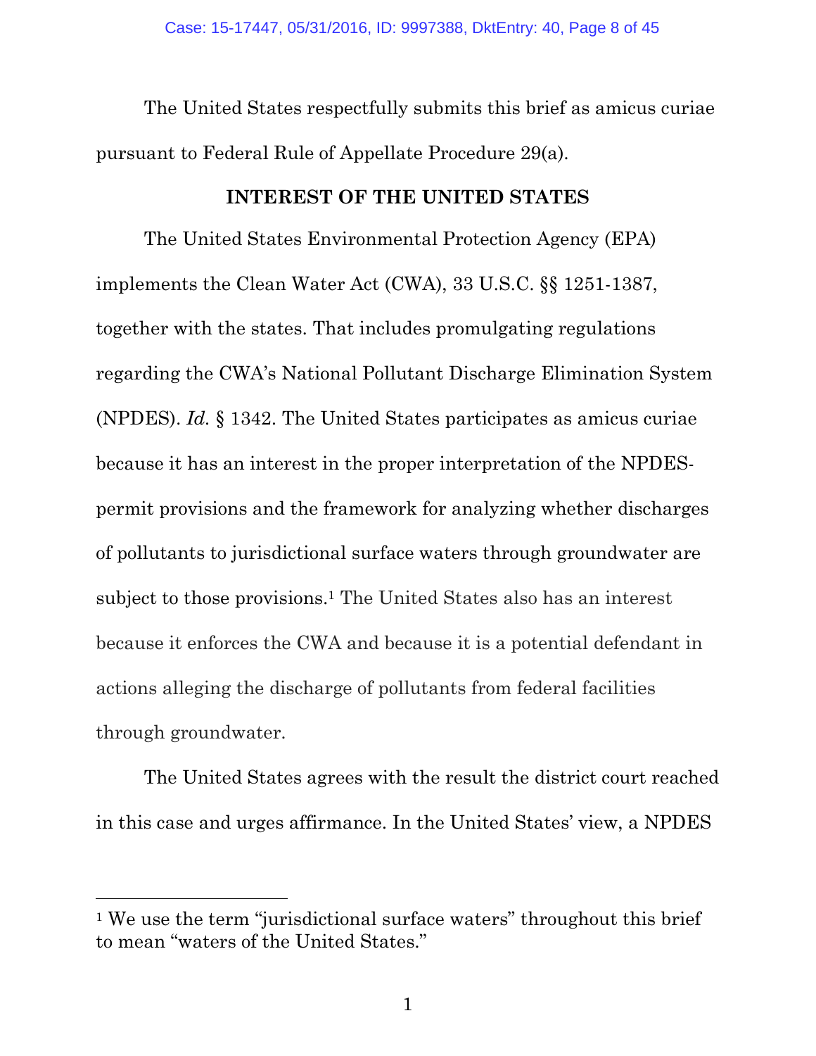The United States respectfully submits this brief as amicus curiae pursuant to Federal Rule of Appellate Procedure 29(a).

## INTEREST OF THE UNITED STATES

The United States Environmental Protection Agency (EPA) implements the Clean Water Act (CWA), 33 U.S.C. §§ 1251-1387, together with the states. That includes promulgating regulations regarding the CWA's National Pollutant Discharge Elimination System (NPDES). *Id.* § 1342. The United States participates as amicus curiae because it has an interest in the proper interpretation of the NPDES-permit provisions and the framework for analyzing whether discharges of pollutants to jurisdictional surface waters through groundwater are subject to those provisions.[1] The United States also has an interest because it enforces the CWA and because it is a potential defendant in actions alleging the discharge of pollutants from federal facilities through groundwater.

The United States agrees with the result the district court reached in this case and urges affirmance. In the United States' view, a NPDES

[1] We use the term "jurisdictional surface waters" throughout this brief to mean "waters of the United States."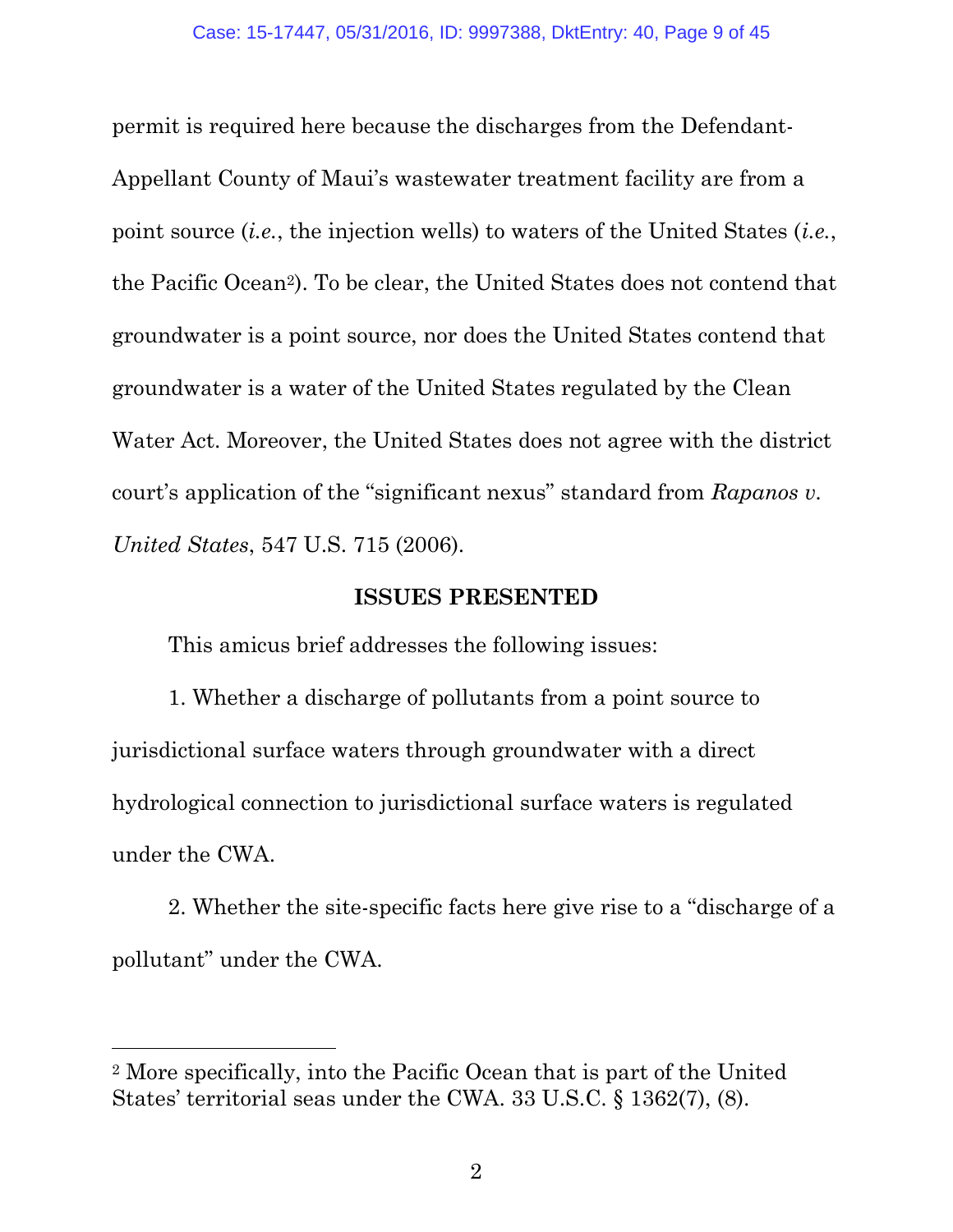permit is required here because the discharges from the Defendant-Appellant County of Maui's wastewater treatment facility are from a point source (*i.e.*, the injection wells) to waters of the United States (*i.e.*, the Pacific Ocean[2]). To be clear, the United States does not contend that groundwater is a point source, nor does the United States contend that groundwater is a water of the United States regulated by the Clean Water Act. Moreover, the United States does not agree with the district court's application of the "significant nexus" standard from *Rapanos v. United States*, 547 U.S. 715 (2006).

## ISSUES PRESENTED

This amicus brief addresses the following issues:

1. Whether a discharge of pollutants from a point source to jurisdictional surface waters through groundwater with a direct hydrological connection to jurisdictional surface waters is regulated under the CWA.

2. Whether the site-specific facts here give rise to a "discharge of a pollutant" under the CWA.

---

[2] More specifically, into the Pacific Ocean that is part of the United States' territorial seas under the CWA. 33 U.S.C. § 1362(7), (8).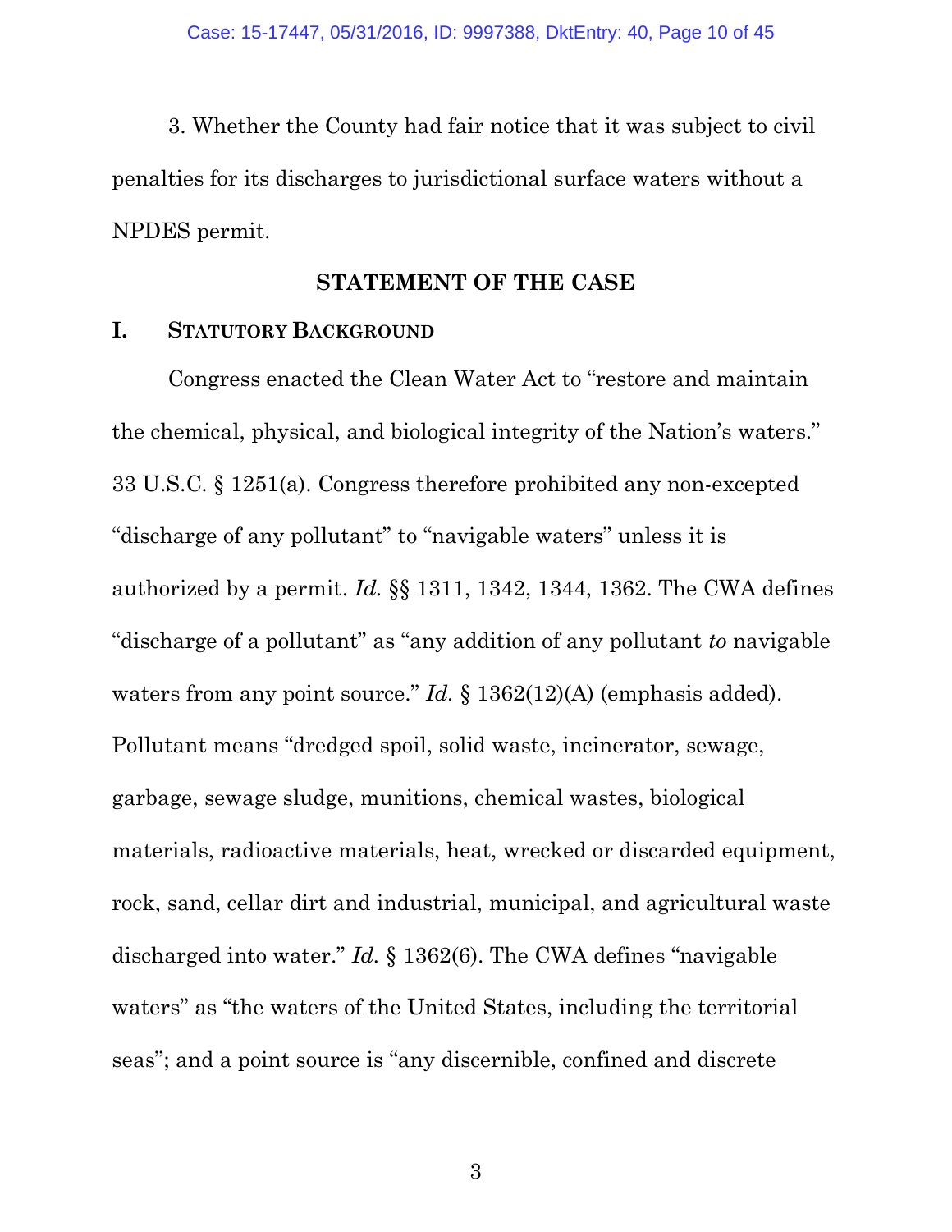3. Whether the County had fair notice that it was subject to civil penalties for its discharges to jurisdictional surface waters without a NPDES permit.

## STATEMENT OF THE CASE

### I. Statutory Background

Congress enacted the Clean Water Act to "restore and maintain the chemical, physical, and biological integrity of the Nation's waters." 33 U.S.C. § 1251(a). Congress therefore prohibited any non-excepted "discharge of any pollutant" to "navigable waters" unless it is authorized by a permit. *Id.* §§ 1311, 1342, 1344, 1362. The CWA defines "discharge of a pollutant" as "any addition of any pollutant *to* navigable waters from any point source." *Id.* § 1362(12)(A) (emphasis added). Pollutant means "dredged spoil, solid waste, incinerator, sewage, garbage, sewage sludge, munitions, chemical wastes, biological materials, radioactive materials, heat, wrecked or discarded equipment, rock, sand, cellar dirt and industrial, municipal, and agricultural waste discharged into water." *Id.* § 1362(6). The CWA defines "navigable waters" as "the waters of the United States, including the territorial seas"; and a point source is "any discernible, confined and discrete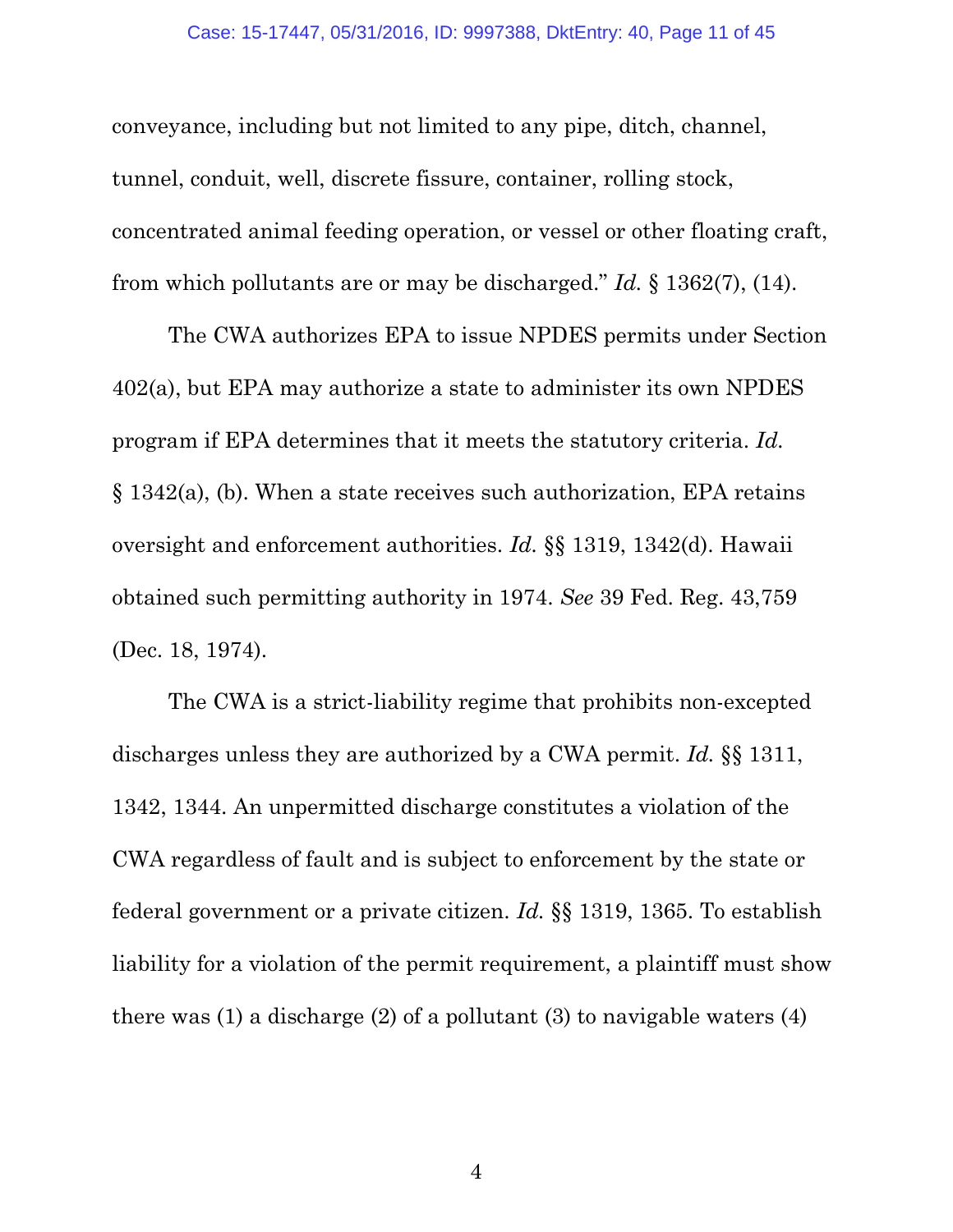conveyance, including but not limited to any pipe, ditch, channel, tunnel, conduit, well, discrete fissure, container, rolling stock, concentrated animal feeding operation, or vessel or other floating craft, from which pollutants are or may be discharged." *Id.* § 1362(7), (14).

The CWA authorizes EPA to issue NPDES permits under Section 402(a), but EPA may authorize a state to administer its own NPDES program if EPA determines that it meets the statutory criteria. *Id.* § 1342(a), (b). When a state receives such authorization, EPA retains oversight and enforcement authorities. *Id.* §§ 1319, 1342(d). Hawaii obtained such permitting authority in 1974. *See* 39 Fed. Reg. 43,759 (Dec. 18, 1974).

The CWA is a strict-liability regime that prohibits non-excepted discharges unless they are authorized by a CWA permit. *Id.* §§ 1311, 1342, 1344. An unpermitted discharge constitutes a violation of the CWA regardless of fault and is subject to enforcement by the state or federal government or a private citizen. *Id.* §§ 1319, 1365. To establish liability for a violation of the permit requirement, a plaintiff must show there was (1) a discharge (2) of a pollutant (3) to navigable waters (4)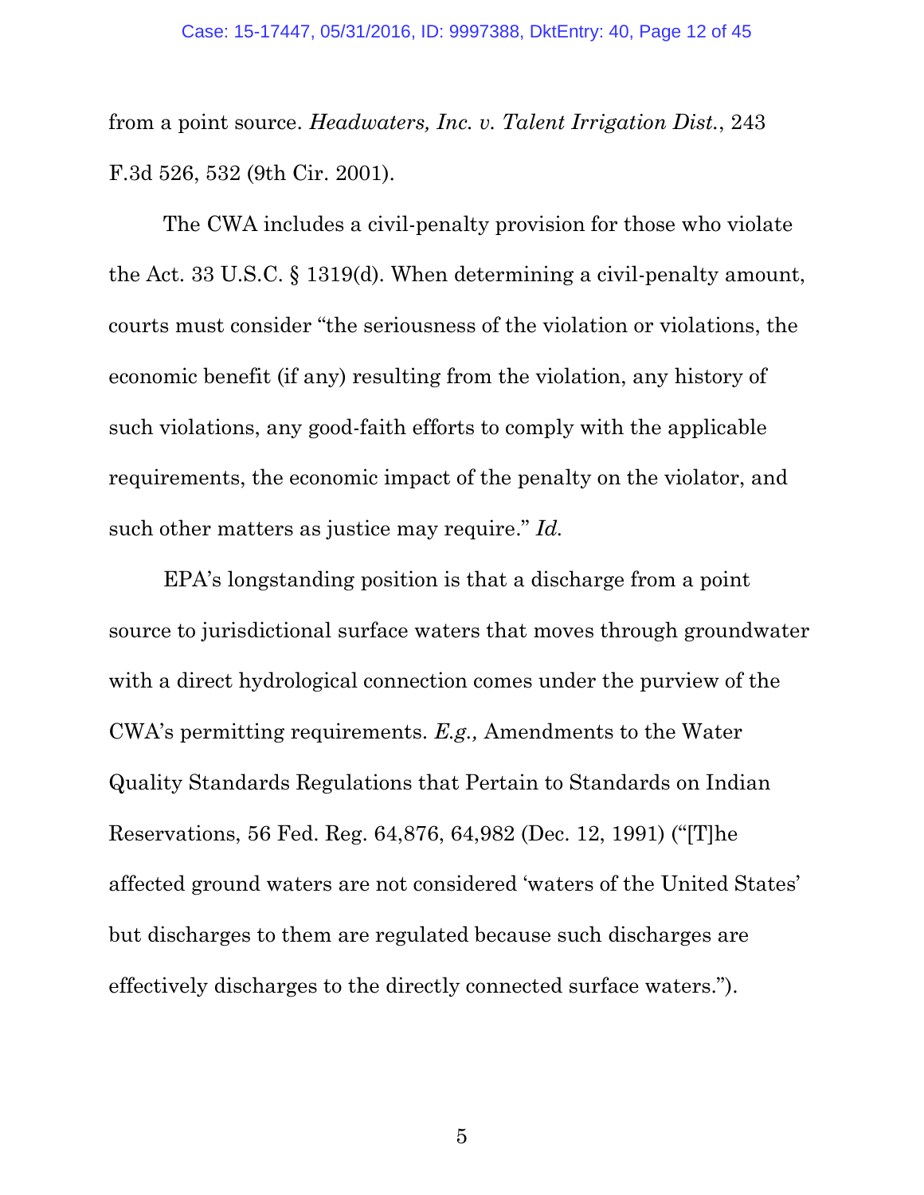from a point source. *Headwaters, Inc. v. Talent Irrigation Dist.*, 243 F.3d 526, 532 (9th Cir. 2001).

The CWA includes a civil-penalty provision for those who violate the Act. 33 U.S.C. § 1319(d). When determining a civil-penalty amount, courts must consider "the seriousness of the violation or violations, the economic benefit (if any) resulting from the violation, any history of such violations, any good-faith efforts to comply with the applicable requirements, the economic impact of the penalty on the violator, and such other matters as justice may require." *Id.*

EPA's longstanding position is that a discharge from a point source to jurisdictional surface waters that moves through groundwater with a direct hydrological connection comes under the purview of the CWA's permitting requirements. *E.g.,* Amendments to the Water Quality Standards Regulations that Pertain to Standards on Indian Reservations, 56 Fed. Reg. 64,876, 64,982 (Dec. 12, 1991) ("[T]he affected ground waters are not considered 'waters of the United States' but discharges to them are regulated because such discharges are effectively discharges to the directly connected surface waters.").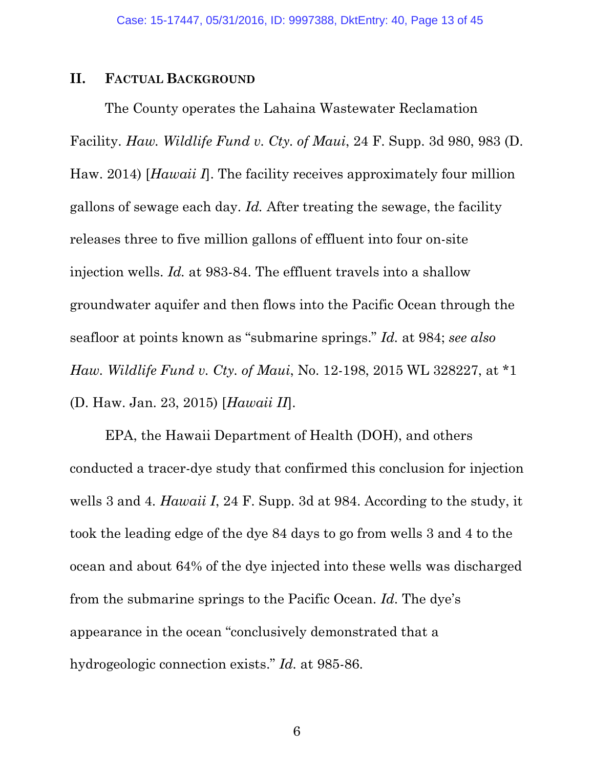## II. FACTUAL BACKGROUND

The County operates the Lahaina Wastewater Reclamation Facility. *Haw. Wildlife Fund v. Cty. of Maui*, 24 F. Supp. 3d 980, 983 (D. Haw. 2014) [*Hawaii I*]. The facility receives approximately four million gallons of sewage each day. *Id.* After treating the sewage, the facility releases three to five million gallons of effluent into four on-site injection wells. *Id.* at 983-84. The effluent travels into a shallow groundwater aquifer and then flows into the Pacific Ocean through the seafloor at points known as "submarine springs." *Id.* at 984; *see also Haw. Wildlife Fund v. Cty. of Maui*, No. 12-198, 2015 WL 328227, at *1 (D. Haw. Jan. 23, 2015) [*Hawaii II*].

EPA, the Hawaii Department of Health (DOH), and others conducted a tracer-dye study that confirmed this conclusion for injection wells 3 and 4. *Hawaii I*, 24 F. Supp. 3d at 984. According to the study, it took the leading edge of the dye 84 days to go from wells 3 and 4 to the ocean and about 64% of the dye injected into these wells was discharged from the submarine springs to the Pacific Ocean. *Id.* The dye's appearance in the ocean "conclusively demonstrated that a hydrogeologic connection exists." *Id.* at 985-86.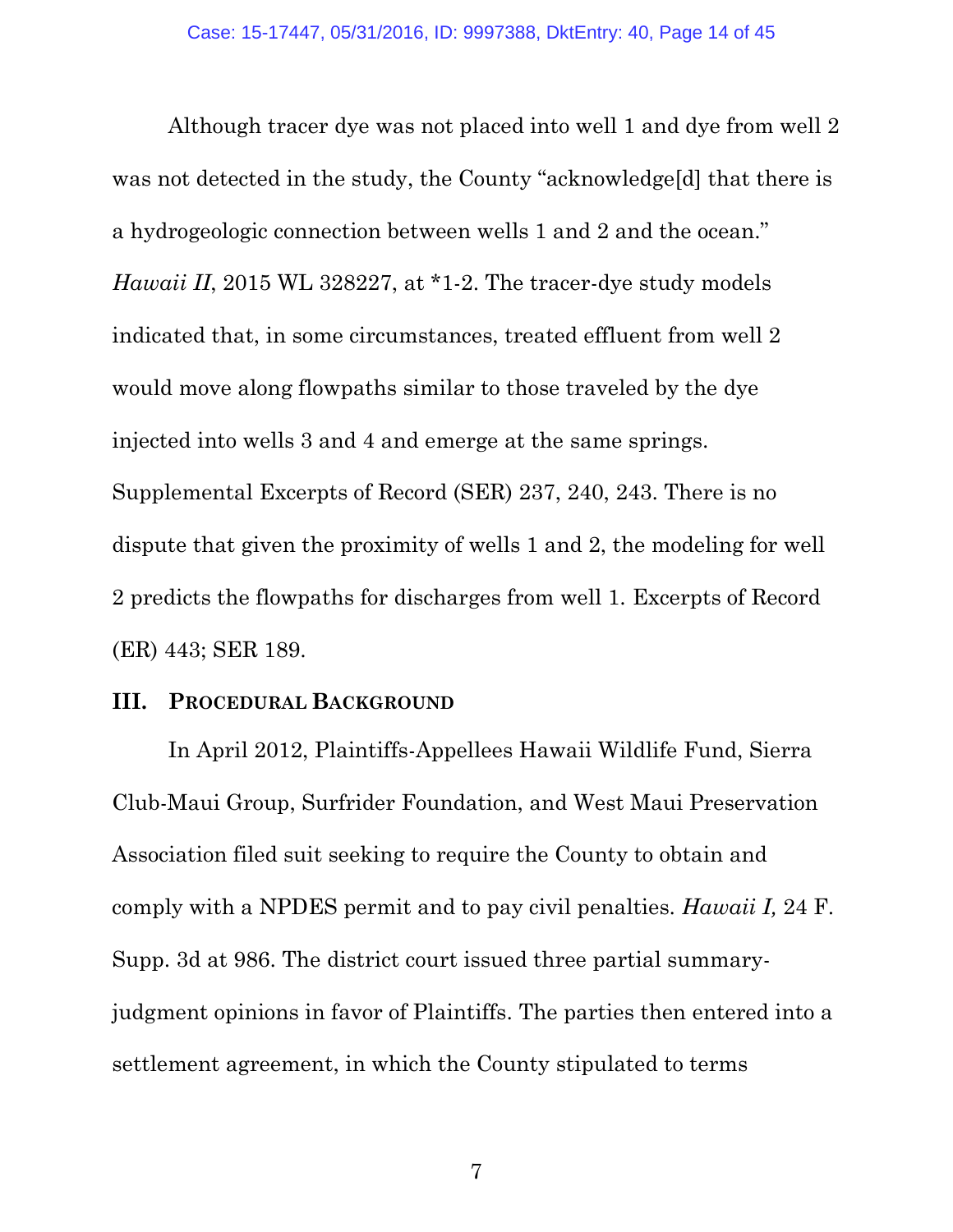Although tracer dye was not placed into well 1 and dye from well 2 was not detected in the study, the County "acknowledge[d] that there is a hydrogeologic connection between wells 1 and 2 and the ocean." *Hawaii II*, 2015 WL 328227, at *1-2. The tracer-dye study models indicated that, in some circumstances, treated effluent from well 2 would move along flowpaths similar to those traveled by the dye injected into wells 3 and 4 and emerge at the same springs. Supplemental Excerpts of Record (SER) 237, 240, 243. There is no dispute that given the proximity of wells 1 and 2, the modeling for well 2 predicts the flowpaths for discharges from well 1. Excerpts of Record (ER) 443; SER 189.

## III. PROCEDURAL BACKGROUND

In April 2012, Plaintiffs-Appellees Hawaii Wildlife Fund, Sierra Club-Maui Group, Surfrider Foundation, and West Maui Preservation Association filed suit seeking to require the County to obtain and comply with a NPDES permit and to pay civil penalties. *Hawaii I,* 24 F. Supp. 3d at 986. The district court issued three partial summary-judgment opinions in favor of Plaintiffs. The parties then entered into a settlement agreement, in which the County stipulated to terms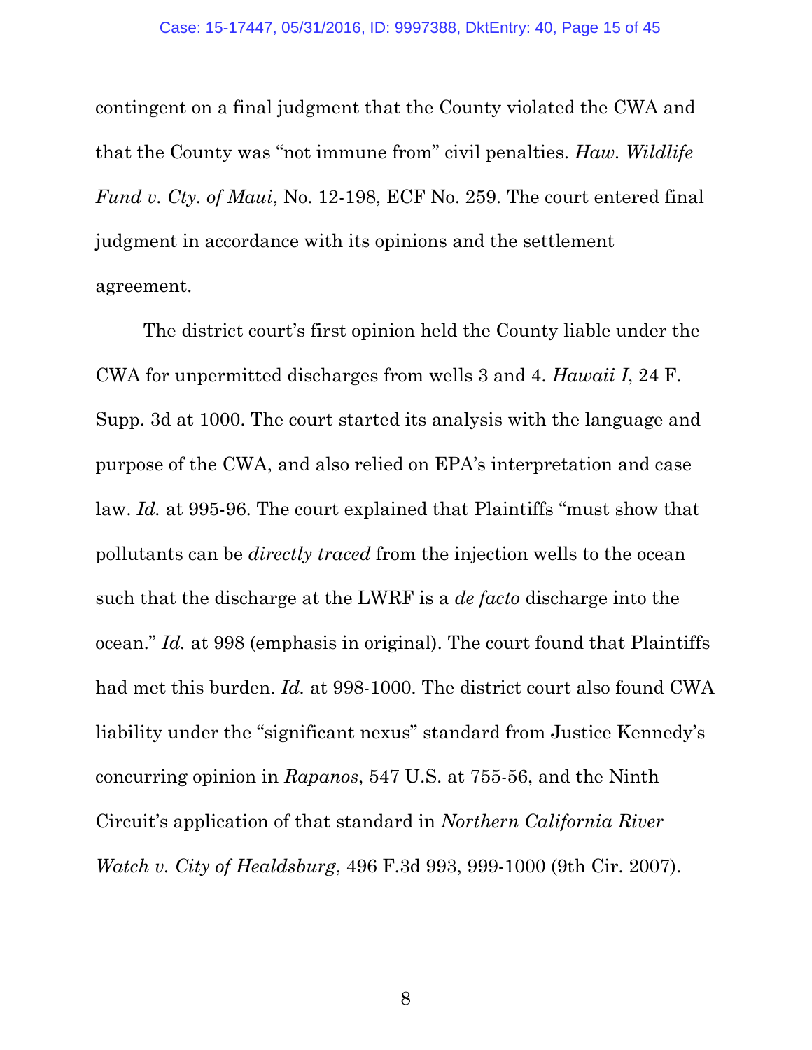contingent on a final judgment that the County violated the CWA and that the County was "not immune from" civil penalties. *Haw. Wildlife Fund v. Cty. of Maui*, No. 12-198, ECF No. 259. The court entered final judgment in accordance with its opinions and the settlement agreement.

The district court's first opinion held the County liable under the CWA for unpermitted discharges from wells 3 and 4. *Hawaii I*, 24 F. Supp. 3d at 1000. The court started its analysis with the language and purpose of the CWA, and also relied on EPA's interpretation and case law. *Id.* at 995-96. The court explained that Plaintiffs "must show that pollutants can be *directly traced* from the injection wells to the ocean such that the discharge at the LWRF is a *de facto* discharge into the ocean." *Id.* at 998 (emphasis in original). The court found that Plaintiffs had met this burden. *Id.* at 998-1000. The district court also found CWA liability under the "significant nexus" standard from Justice Kennedy's concurring opinion in *Rapanos*, 547 U.S. at 755-56, and the Ninth Circuit's application of that standard in *Northern California River Watch v. City of Healdsburg*, 496 F.3d 993, 999-1000 (9th Cir. 2007).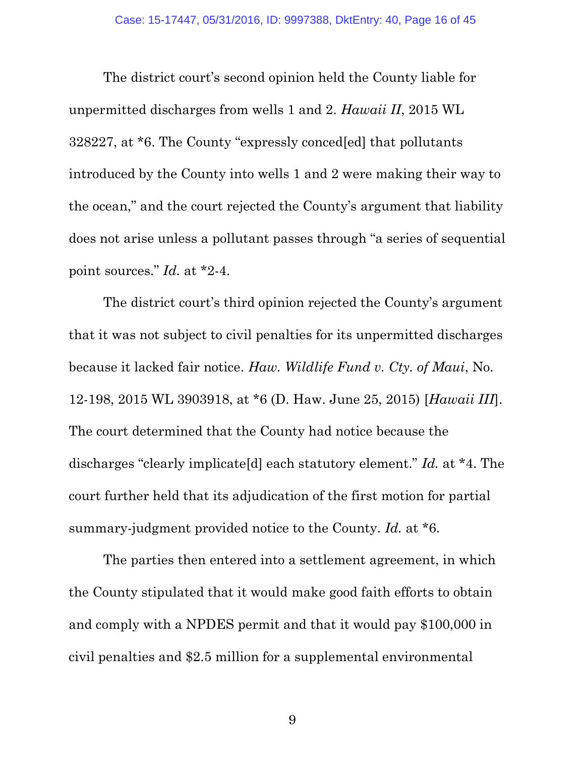The district court's second opinion held the County liable for unpermitted discharges from wells 1 and 2. *Hawaii II*, 2015 WL 328227, at *6. The County "expressly conced[ed] that pollutants introduced by the County into wells 1 and 2 were making their way to the ocean," and the court rejected the County's argument that liability does not arise unless a pollutant passes through "a series of sequential point sources." *Id.* at *2-4.

The district court's third opinion rejected the County's argument that it was not subject to civil penalties for its unpermitted discharges because it lacked fair notice. *Haw. Wildlife Fund v. Cty. of Maui*, No. 12-198, 2015 WL 3903918, at *6 (D. Haw. June 25, 2015) [*Hawaii III*]. The court determined that the County had notice because the discharges "clearly implicate[d] each statutory element." *Id.* at *4. The court further held that its adjudication of the first motion for partial summary-judgment provided notice to the County. *Id.* at *6.

The parties then entered into a settlement agreement, in which the County stipulated that it would make good faith efforts to obtain and comply with a NPDES permit and that it would pay $100,000 in civil penalties and $2.5 million for a supplemental environmental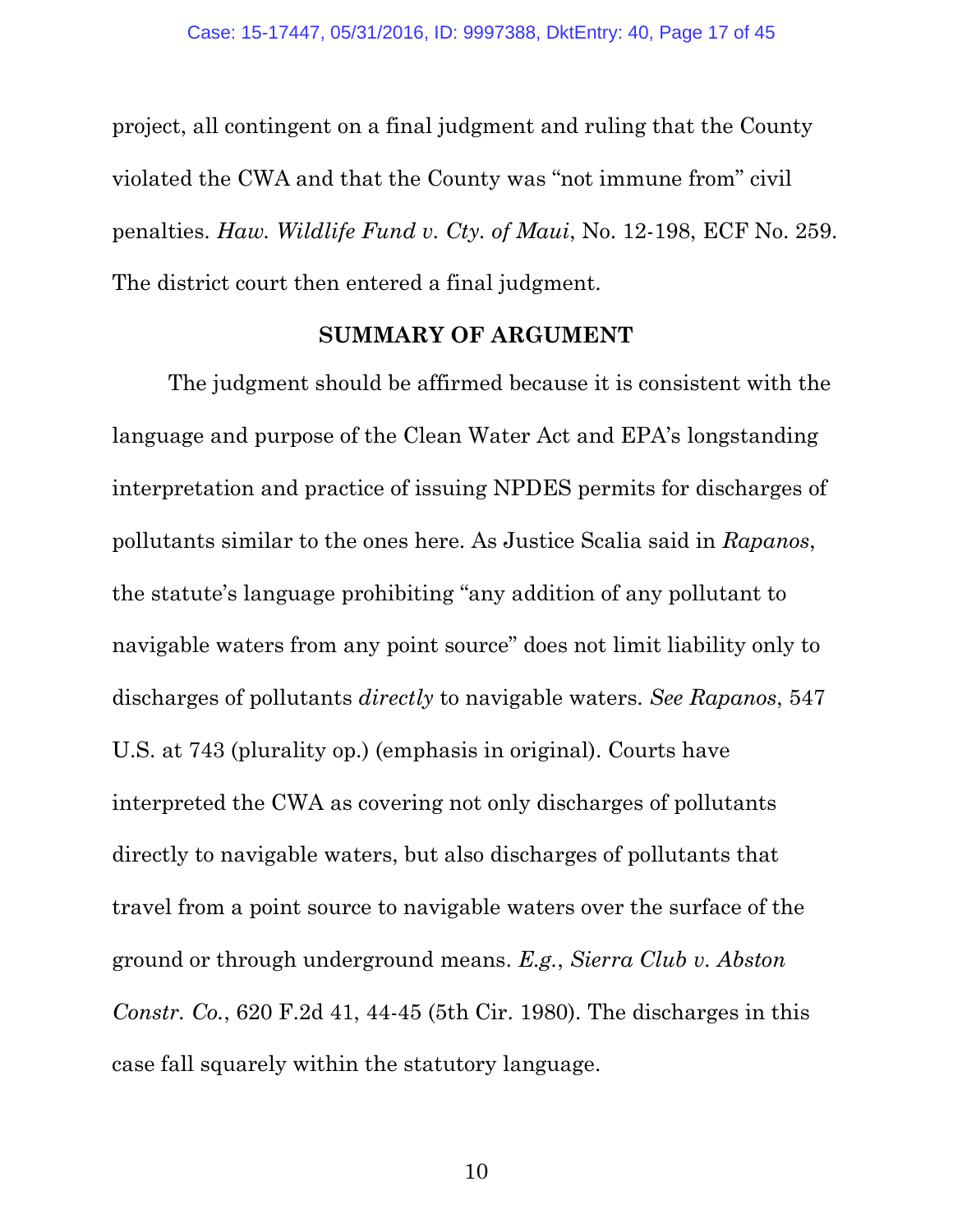project, all contingent on a final judgment and ruling that the County violated the CWA and that the County was "not immune from" civil penalties. *Haw. Wildlife Fund v. Cty. of Maui*, No. 12-198, ECF No. 259. The district court then entered a final judgment.

## SUMMARY OF ARGUMENT

The judgment should be affirmed because it is consistent with the language and purpose of the Clean Water Act and EPA's longstanding interpretation and practice of issuing NPDES permits for discharges of pollutants similar to the ones here. As Justice Scalia said in *Rapanos*, the statute's language prohibiting "any addition of any pollutant to navigable waters from any point source" does not limit liability only to discharges of pollutants *directly* to navigable waters. *See Rapanos*, 547 U.S. at 743 (plurality op.) (emphasis in original). Courts have interpreted the CWA as covering not only discharges of pollutants directly to navigable waters, but also discharges of pollutants that travel from a point source to navigable waters over the surface of the ground or through underground means. *E.g.*, *Sierra Club v. Abston Constr. Co.*, 620 F.2d 41, 44-45 (5th Cir. 1980). The discharges in this case fall squarely within the statutory language.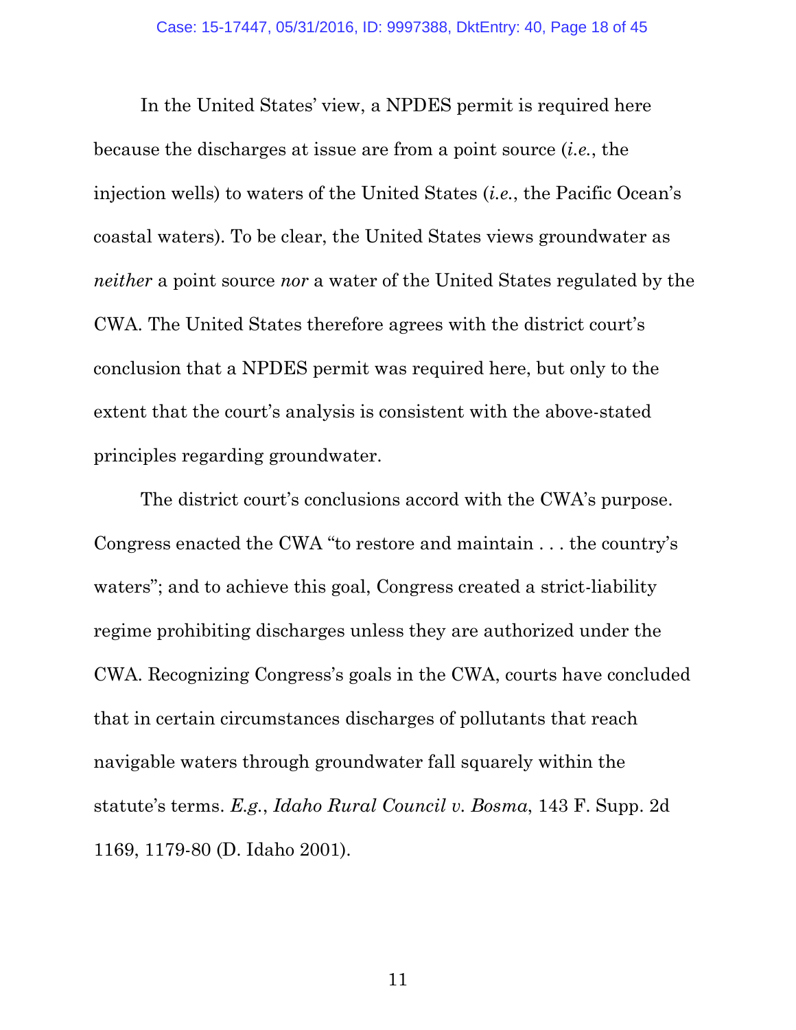In the United States' view, a NPDES permit is required here because the discharges at issue are from a point source (*i.e.*, the injection wells) to waters of the United States (*i.e.*, the Pacific Ocean's coastal waters). To be clear, the United States views groundwater as *neither* a point source *nor* a water of the United States regulated by the CWA. The United States therefore agrees with the district court's conclusion that a NPDES permit was required here, but only to the extent that the court's analysis is consistent with the above-stated principles regarding groundwater.

The district court's conclusions accord with the CWA's purpose. Congress enacted the CWA "to restore and maintain . . . the country's waters"; and to achieve this goal, Congress created a strict-liability regime prohibiting discharges unless they are authorized under the CWA. Recognizing Congress's goals in the CWA, courts have concluded that in certain circumstances discharges of pollutants that reach navigable waters through groundwater fall squarely within the statute's terms. *E.g.*, *Idaho Rural Council v. Bosma*, 143 F. Supp. 2d 1169, 1179-80 (D. Idaho 2001).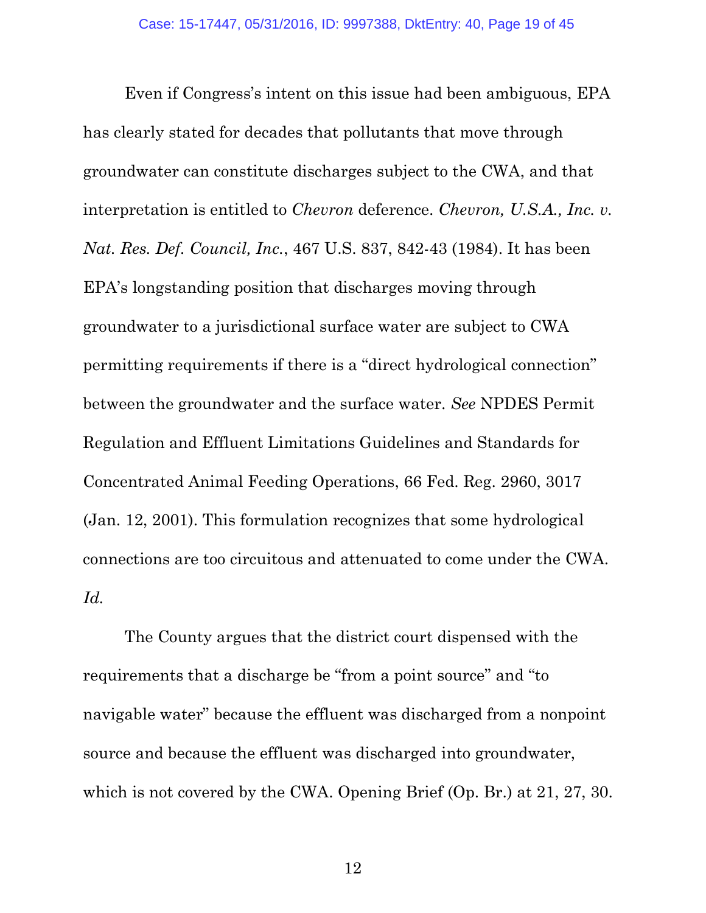Even if Congress's intent on this issue had been ambiguous, EPA has clearly stated for decades that pollutants that move through groundwater can constitute discharges subject to the CWA, and that interpretation is entitled to *Chevron* deference. *Chevron, U.S.A., Inc. v. Nat. Res. Def. Council, Inc.*, 467 U.S. 837, 842-43 (1984). It has been EPA's longstanding position that discharges moving through groundwater to a jurisdictional surface water are subject to CWA permitting requirements if there is a "direct hydrological connection" between the groundwater and the surface water. *See* NPDES Permit Regulation and Effluent Limitations Guidelines and Standards for Concentrated Animal Feeding Operations, 66 Fed. Reg. 2960, 3017 (Jan. 12, 2001). This formulation recognizes that some hydrological connections are too circuitous and attenuated to come under the CWA. *Id.*

The County argues that the district court dispensed with the requirements that a discharge be "from a point source" and "to navigable water" because the effluent was discharged from a nonpoint source and because the effluent was discharged into groundwater, which is not covered by the CWA. Opening Brief (Op. Br.) at 21, 27, 30.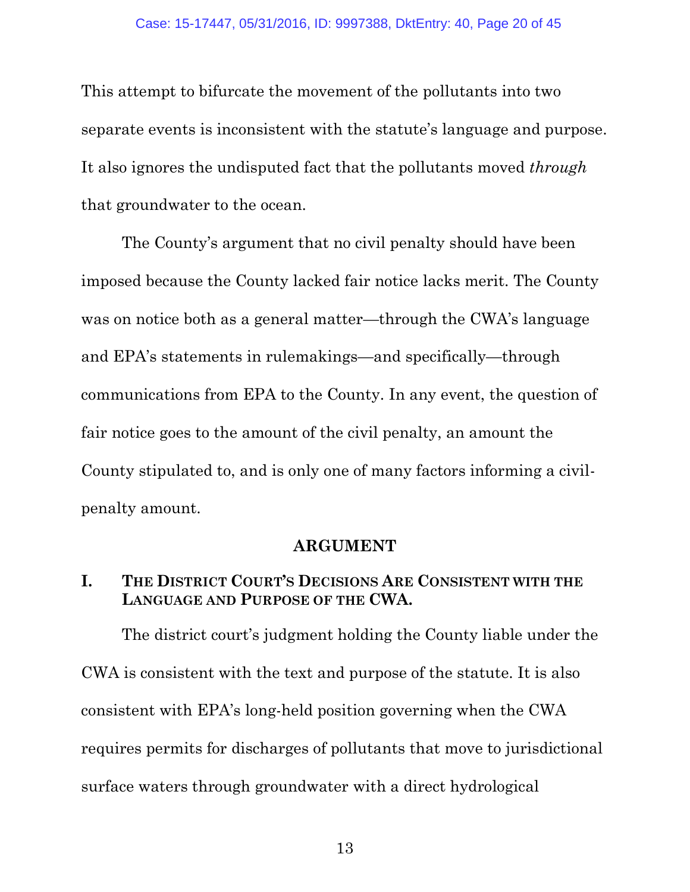This attempt to bifurcate the movement of the pollutants into two separate events is inconsistent with the statute's language and purpose. It also ignores the undisputed fact that the pollutants moved *through* that groundwater to the ocean.

The County's argument that no civil penalty should have been imposed because the County lacked fair notice lacks merit. The County was on notice both as a general matter—through the CWA's language and EPA's statements in rulemakings—and specifically—through communications from EPA to the County. In any event, the question of fair notice goes to the amount of the civil penalty, an amount the County stipulated to, and is only one of many factors informing a civil-penalty amount.

## ARGUMENT

### I. THE DISTRICT COURT'S DECISIONS ARE CONSISTENT WITH THE LANGUAGE AND PURPOSE OF THE CWA.

The district court's judgment holding the County liable under the CWA is consistent with the text and purpose of the statute. It is also consistent with EPA's long-held position governing when the CWA requires permits for discharges of pollutants that move to jurisdictional surface waters through groundwater with a direct hydrological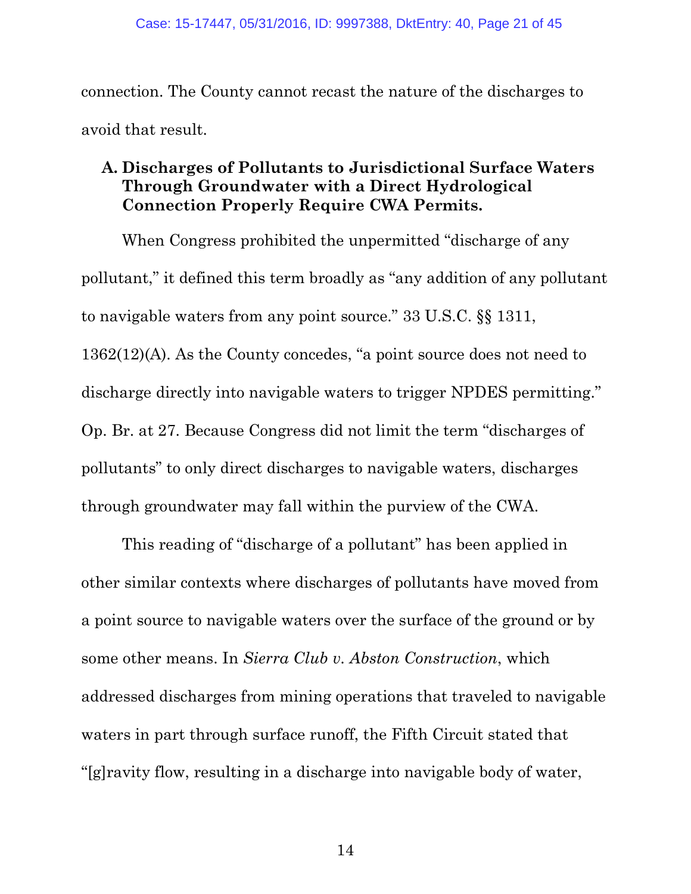connection. The County cannot recast the nature of the discharges to avoid that result.

### A. Discharges of Pollutants to Jurisdictional Surface Waters Through Groundwater with a Direct Hydrological Connection Properly Require CWA Permits.

When Congress prohibited the unpermitted "discharge of any pollutant," it defined this term broadly as "any addition of any pollutant to navigable waters from any point source." 33 U.S.C. §§ 1311, 1362(12)(A). As the County concedes, "a point source does not need to discharge directly into navigable waters to trigger NPDES permitting." Op. Br. at 27. Because Congress did not limit the term "discharges of pollutants" to only direct discharges to navigable waters, discharges through groundwater may fall within the purview of the CWA.

This reading of "discharge of a pollutant" has been applied in other similar contexts where discharges of pollutants have moved from a point source to navigable waters over the surface of the ground or by some other means. In *Sierra Club v. Abston Construction*, which addressed discharges from mining operations that traveled to navigable waters in part through surface runoff, the Fifth Circuit stated that "[g]ravity flow, resulting in a discharge into navigable body of water,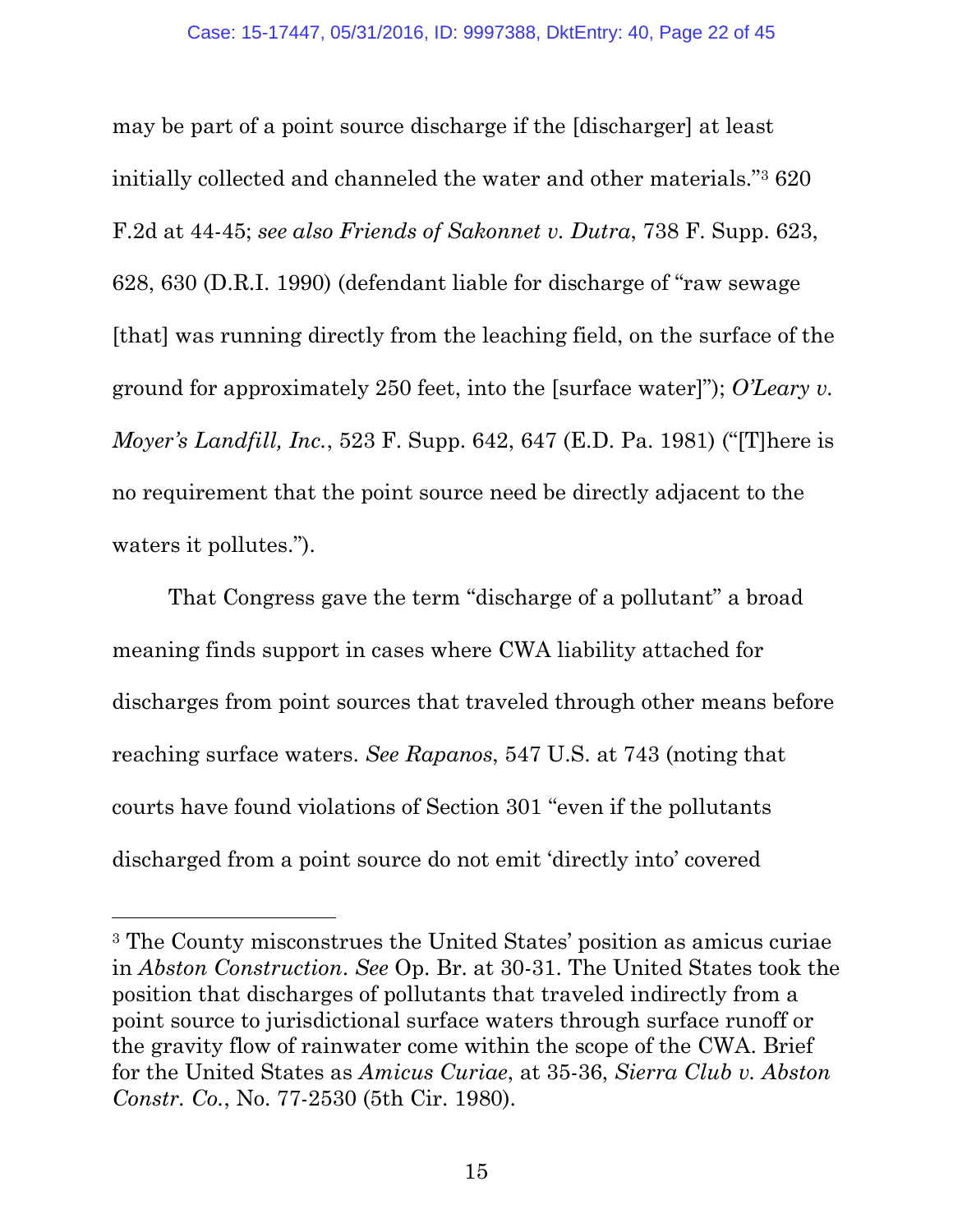may be part of a point source discharge if the [discharger] at least initially collected and channeled the water and other materials."[3] 620 F.2d at 44-45; *see also Friends of Sakonnet v. Dutra*, 738 F. Supp. 623, 628, 630 (D.R.I. 1990) (defendant liable for discharge of "raw sewage [that] was running directly from the leaching field, on the surface of the ground for approximately 250 feet, into the [surface water]"); *O'Leary v. Moyer's Landfill, Inc.*, 523 F. Supp. 642, 647 (E.D. Pa. 1981) ("[T]here is no requirement that the point source need be directly adjacent to the waters it pollutes.").

That Congress gave the term "discharge of a pollutant" a broad meaning finds support in cases where CWA liability attached for discharges from point sources that traveled through other means before reaching surface waters. *See Rapanos*, 547 U.S. at 743 (noting that courts have found violations of Section 301 "even if the pollutants discharged from a point source do not emit 'directly into' covered

---

[3] The County misconstrues the United States' position as amicus curiae in *Abston Construction*. *See* Op. Br. at 30-31. The United States took the position that discharges of pollutants that traveled indirectly from a point source to jurisdictional surface waters through surface runoff or the gravity flow of rainwater come within the scope of the CWA. Brief for the United States as *Amicus Curiae*, at 35-36, *Sierra Club v. Abston Constr. Co.*, No. 77-2530 (5th Cir. 1980).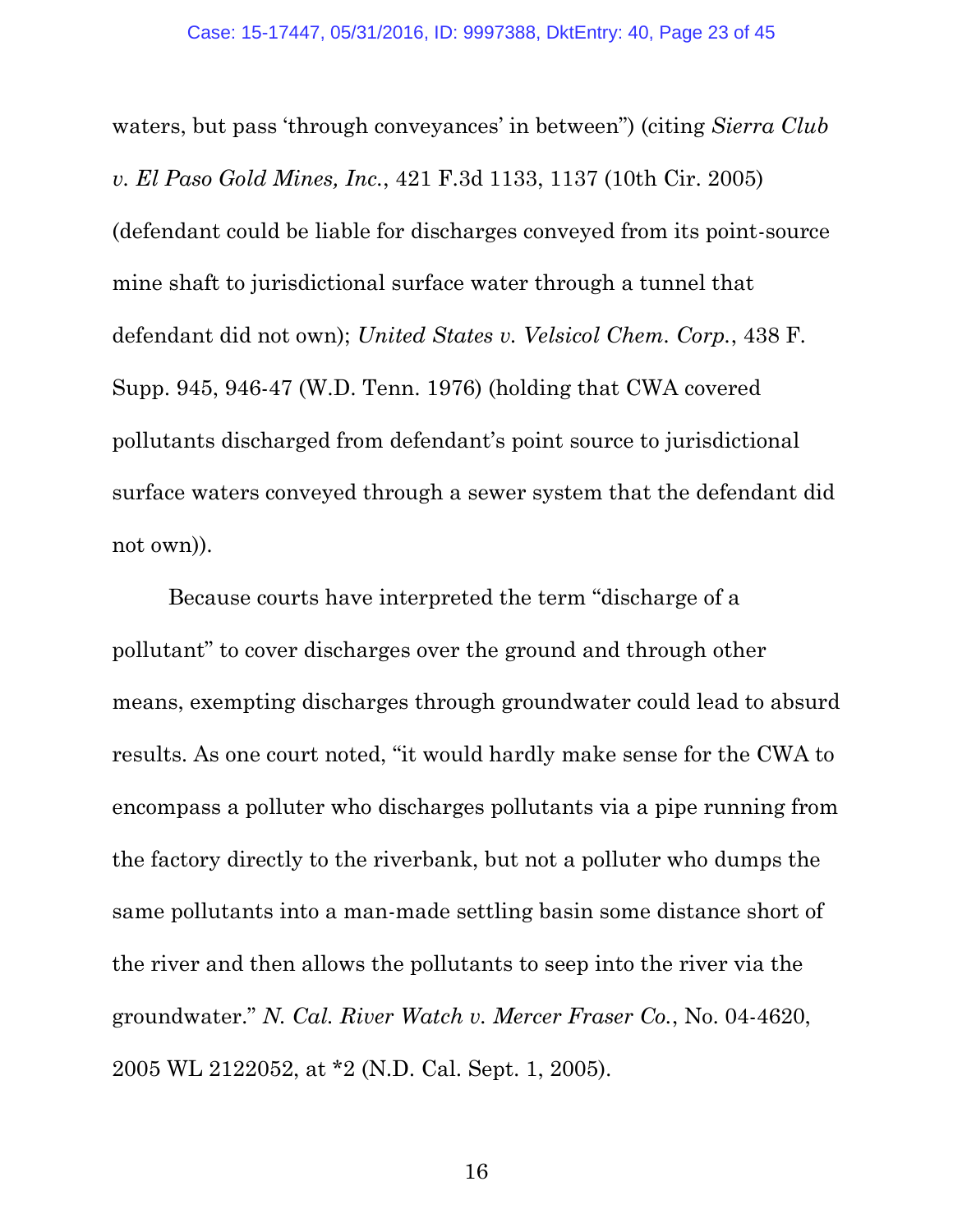waters, but pass 'through conveyances' in between") (citing *Sierra Club v. El Paso Gold Mines, Inc.*, 421 F.3d 1133, 1137 (10th Cir. 2005) (defendant could be liable for discharges conveyed from its point-source mine shaft to jurisdictional surface water through a tunnel that defendant did not own); *United States v. Velsicol Chem. Corp.*, 438 F. Supp. 945, 946-47 (W.D. Tenn. 1976) (holding that CWA covered pollutants discharged from defendant's point source to jurisdictional surface waters conveyed through a sewer system that the defendant did not own)).

Because courts have interpreted the term "discharge of a pollutant" to cover discharges over the ground and through other means, exempting discharges through groundwater could lead to absurd results. As one court noted, "it would hardly make sense for the CWA to encompass a polluter who discharges pollutants via a pipe running from the factory directly to the riverbank, but not a polluter who dumps the same pollutants into a man-made settling basin some distance short of the river and then allows the pollutants to seep into the river via the groundwater." *N. Cal. River Watch v. Mercer Fraser Co.*, No. 04-4620, 2005 WL 2122052, at *2 (N.D. Cal. Sept. 1, 2005).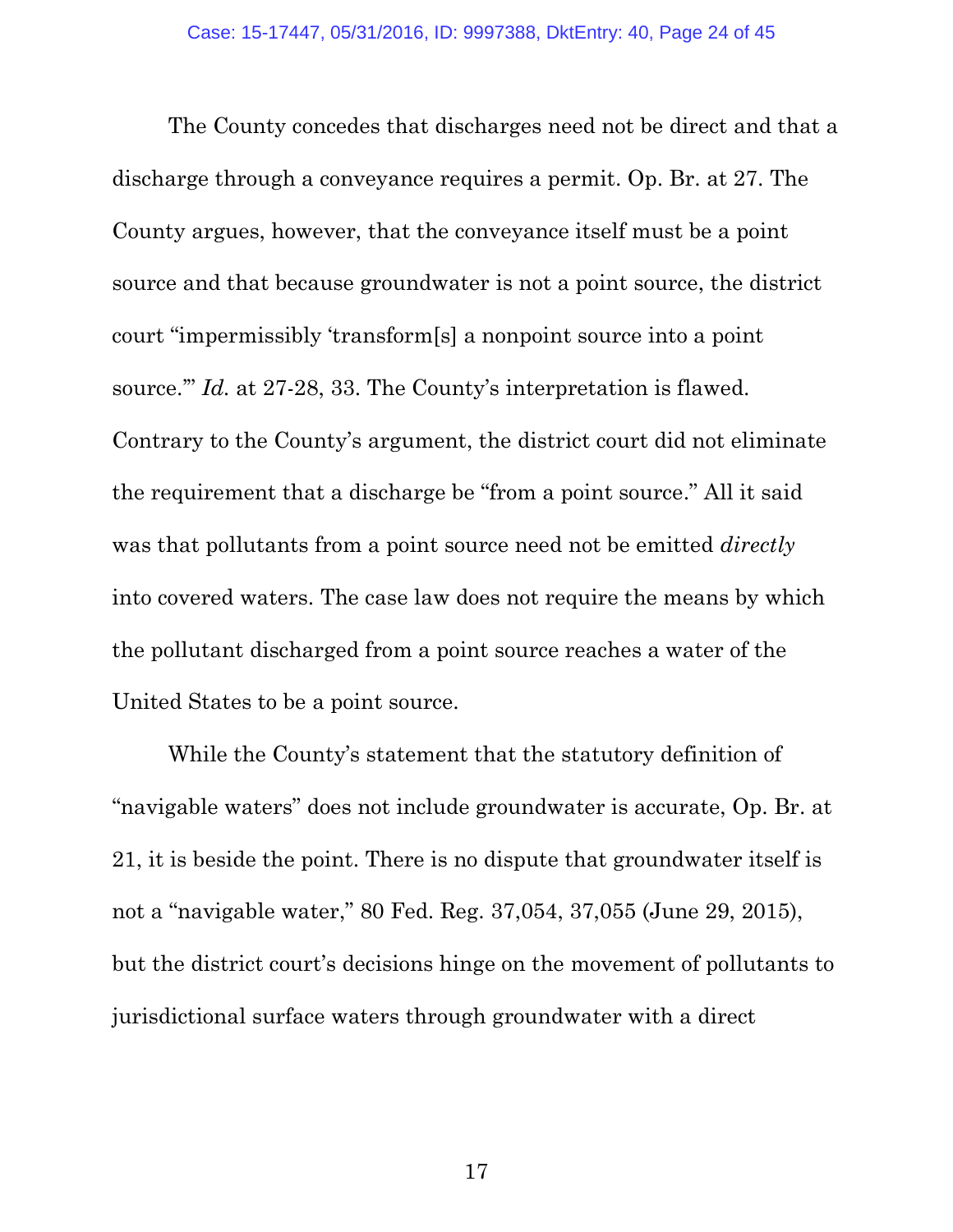The County concedes that discharges need not be direct and that a discharge through a conveyance requires a permit. Op. Br. at 27. The County argues, however, that the conveyance itself must be a point source and that because groundwater is not a point source, the district court "impermissibly 'transform[s] a nonpoint source into a point source.'" *Id.* at 27-28, 33. The County's interpretation is flawed. Contrary to the County's argument, the district court did not eliminate the requirement that a discharge be "from a point source." All it said was that pollutants from a point source need not be emitted *directly* into covered waters. The case law does not require the means by which the pollutant discharged from a point source reaches a water of the United States to be a point source.

While the County's statement that the statutory definition of "navigable waters" does not include groundwater is accurate, Op. Br. at 21, it is beside the point. There is no dispute that groundwater itself is not a "navigable water," 80 Fed. Reg. 37,054, 37,055 (June 29, 2015), but the district court's decisions hinge on the movement of pollutants to jurisdictional surface waters through groundwater with a direct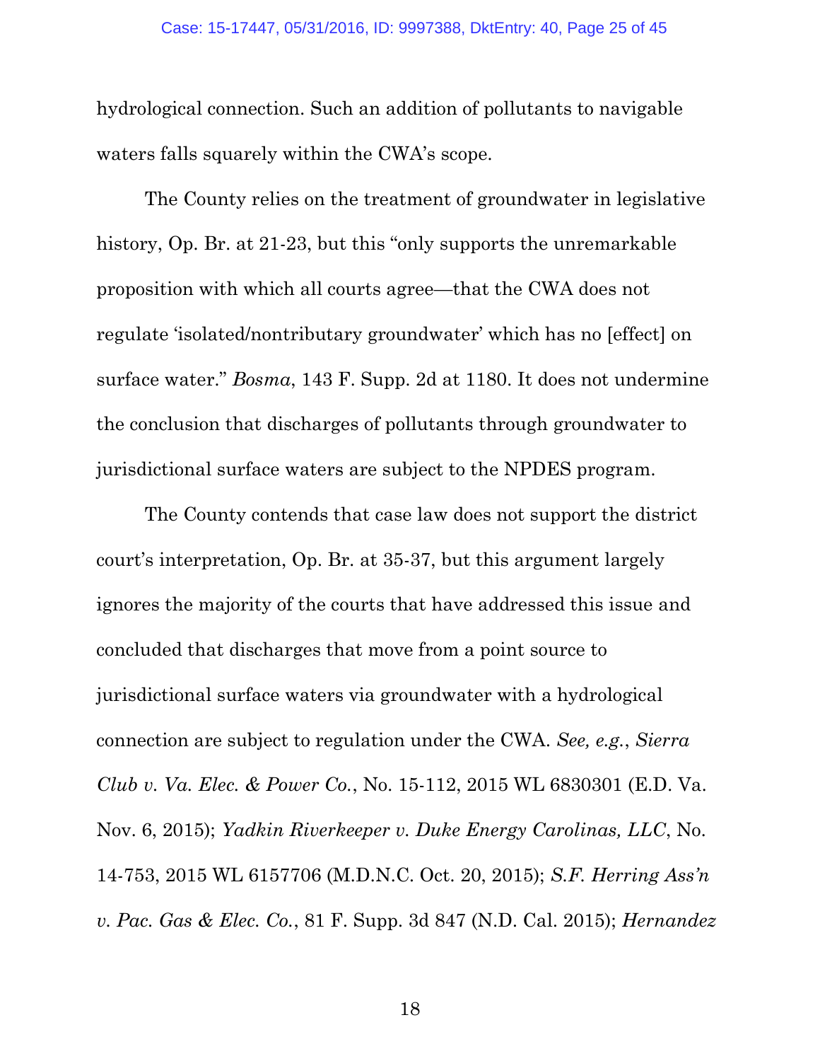hydrological connection. Such an addition of pollutants to navigable waters falls squarely within the CWA's scope.

The County relies on the treatment of groundwater in legislative history, Op. Br. at 21-23, but this "only supports the unremarkable proposition with which all courts agree—that the CWA does not regulate 'isolated/nontributary groundwater' which has no [effect] on surface water." *Bosma*, 143 F. Supp. 2d at 1180. It does not undermine the conclusion that discharges of pollutants through groundwater to jurisdictional surface waters are subject to the NPDES program.

The County contends that case law does not support the district court's interpretation, Op. Br. at 35-37, but this argument largely ignores the majority of the courts that have addressed this issue and concluded that discharges that move from a point source to jurisdictional surface waters via groundwater with a hydrological connection are subject to regulation under the CWA. *See, e.g.*, *Sierra Club v. Va. Elec. & Power Co.*, No. 15-112, 2015 WL 6830301 (E.D. Va. Nov. 6, 2015); *Yadkin Riverkeeper v. Duke Energy Carolinas, LLC*, No. 14-753, 2015 WL 6157706 (M.D.N.C. Oct. 20, 2015); *S.F. Herring Ass'n v. Pac. Gas & Elec. Co.*, 81 F. Supp. 3d 847 (N.D. Cal. 2015); *Hernandez*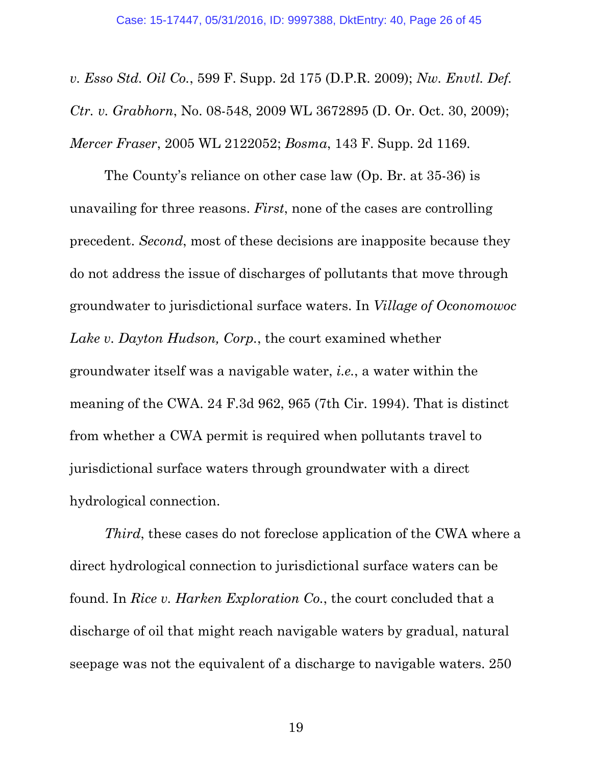*v. Esso Std. Oil Co.*, 599 F. Supp. 2d 175 (D.P.R. 2009); *Nw. Envtl. Def. Ctr. v. Grabhorn*, No. 08-548, 2009 WL 3672895 (D. Or. Oct. 30, 2009); *Mercer Fraser*, 2005 WL 2122052; *Bosma*, 143 F. Supp. 2d 1169.

The County's reliance on other case law (Op. Br. at 35-36) is unavailing for three reasons. *First*, none of the cases are controlling precedent. *Second*, most of these decisions are inapposite because they do not address the issue of discharges of pollutants that move through groundwater to jurisdictional surface waters. In *Village of Oconomowoc Lake v. Dayton Hudson, Corp.*, the court examined whether groundwater itself was a navigable water, *i.e.*, a water within the meaning of the CWA. 24 F.3d 962, 965 (7th Cir. 1994). That is distinct from whether a CWA permit is required when pollutants travel to jurisdictional surface waters through groundwater with a direct hydrological connection.

*Third*, these cases do not foreclose application of the CWA where a direct hydrological connection to jurisdictional surface waters can be found. In *Rice v. Harken Exploration Co.*, the court concluded that a discharge of oil that might reach navigable waters by gradual, natural seepage was not the equivalent of a discharge to navigable waters. 250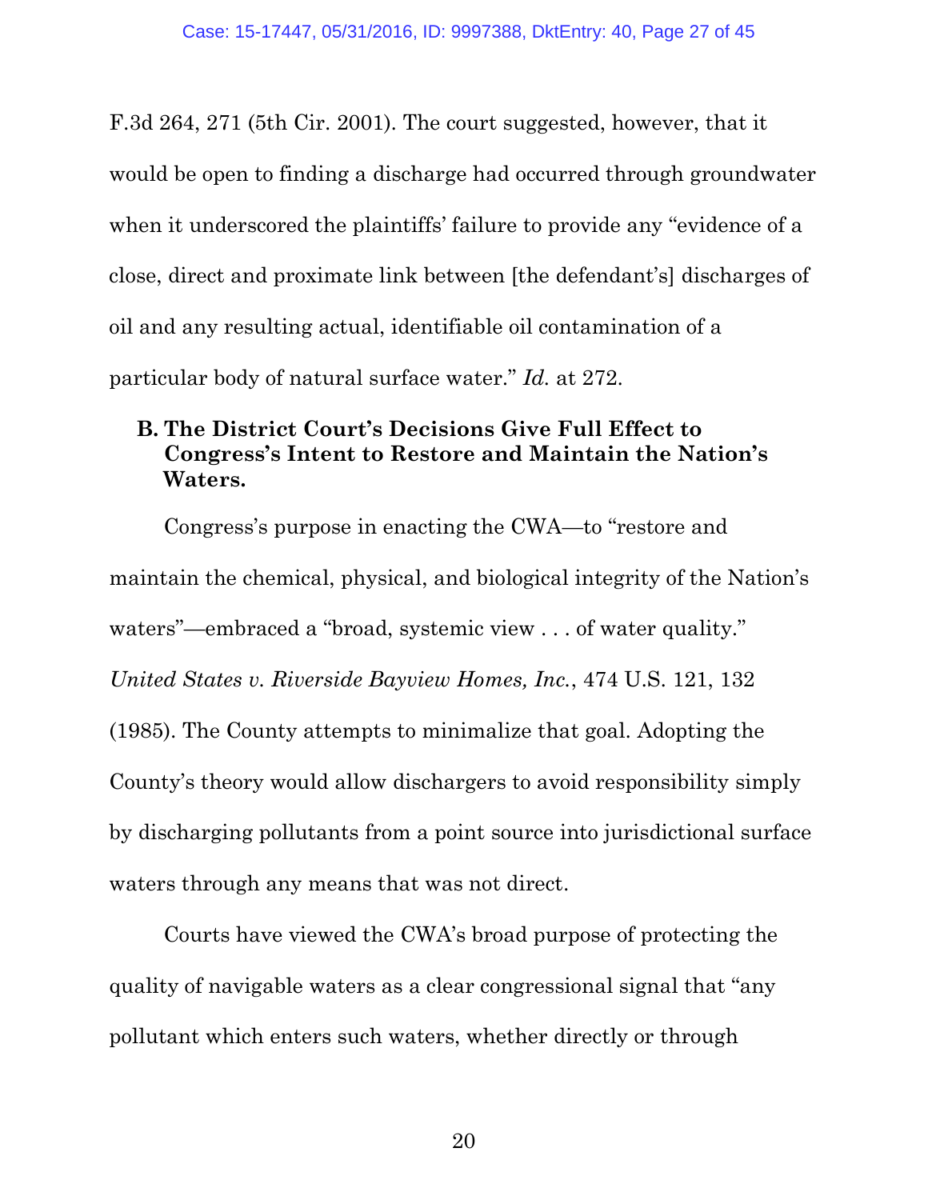F.3d 264, 271 (5th Cir. 2001). The court suggested, however, that it would be open to finding a discharge had occurred through groundwater when it underscored the plaintiffs' failure to provide any "evidence of a close, direct and proximate link between [the defendant's] discharges of oil and any resulting actual, identifiable oil contamination of a particular body of natural surface water." *Id.* at 272.

### B. The District Court's Decisions Give Full Effect to Congress's Intent to Restore and Maintain the Nation's Waters.

Congress's purpose in enacting the CWA—to "restore and maintain the chemical, physical, and biological integrity of the Nation's waters"—embraced a "broad, systemic view . . . of water quality." *United States v. Riverside Bayview Homes, Inc.*, 474 U.S. 121, 132 (1985). The County attempts to minimalize that goal. Adopting the County's theory would allow dischargers to avoid responsibility simply by discharging pollutants from a point source into jurisdictional surface waters through any means that was not direct.

Courts have viewed the CWA's broad purpose of protecting the quality of navigable waters as a clear congressional signal that "any pollutant which enters such waters, whether directly or through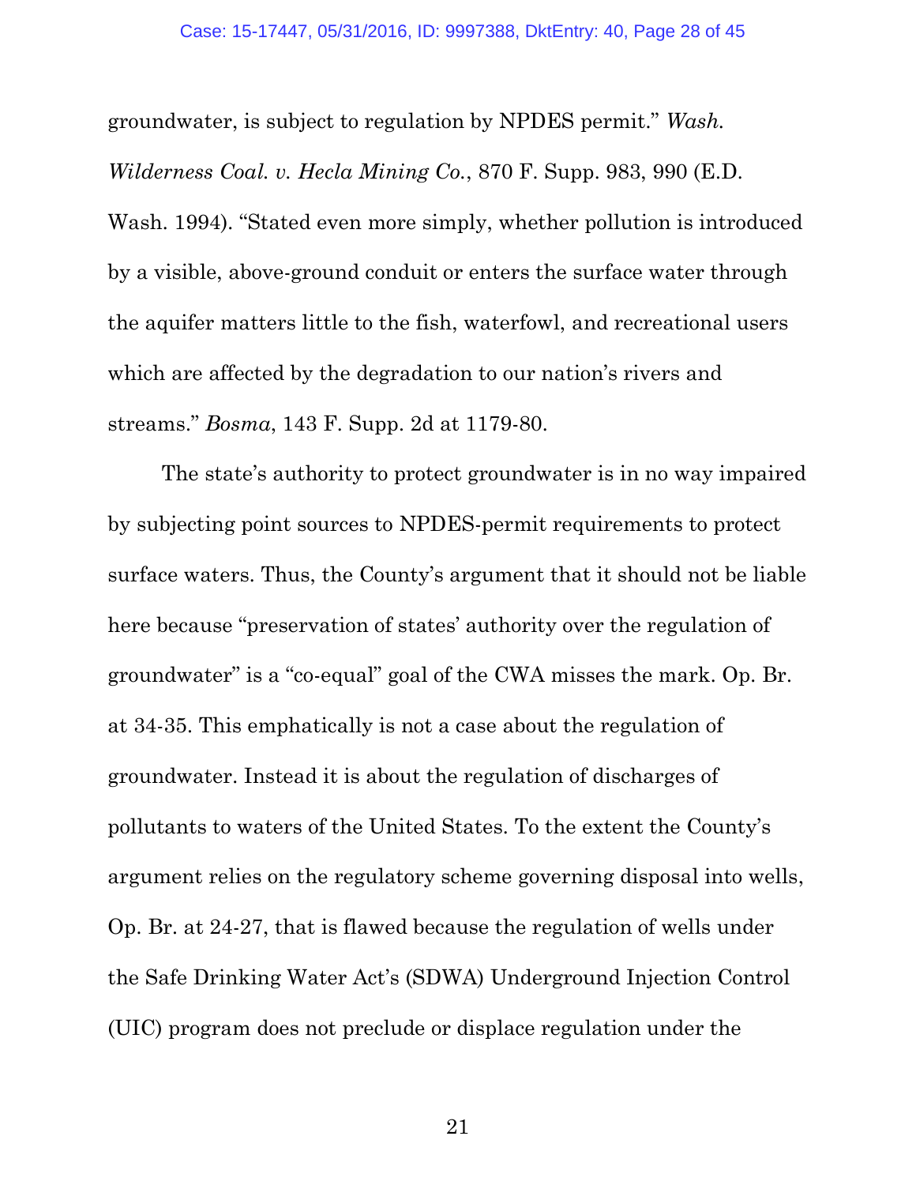groundwater, is subject to regulation by NPDES permit." *Wash. Wilderness Coal. v. Hecla Mining Co.*, 870 F. Supp. 983, 990 (E.D. Wash. 1994). "Stated even more simply, whether pollution is introduced by a visible, above-ground conduit or enters the surface water through the aquifer matters little to the fish, waterfowl, and recreational users which are affected by the degradation to our nation's rivers and streams." *Bosma*, 143 F. Supp. 2d at 1179-80.

The state's authority to protect groundwater is in no way impaired by subjecting point sources to NPDES-permit requirements to protect surface waters. Thus, the County's argument that it should not be liable here because "preservation of states' authority over the regulation of groundwater" is a "co-equal" goal of the CWA misses the mark. Op. Br. at 34-35. This emphatically is not a case about the regulation of groundwater. Instead it is about the regulation of discharges of pollutants to waters of the United States. To the extent the County's argument relies on the regulatory scheme governing disposal into wells, Op. Br. at 24-27, that is flawed because the regulation of wells under the Safe Drinking Water Act's (SDWA) Underground Injection Control (UIC) program does not preclude or displace regulation under the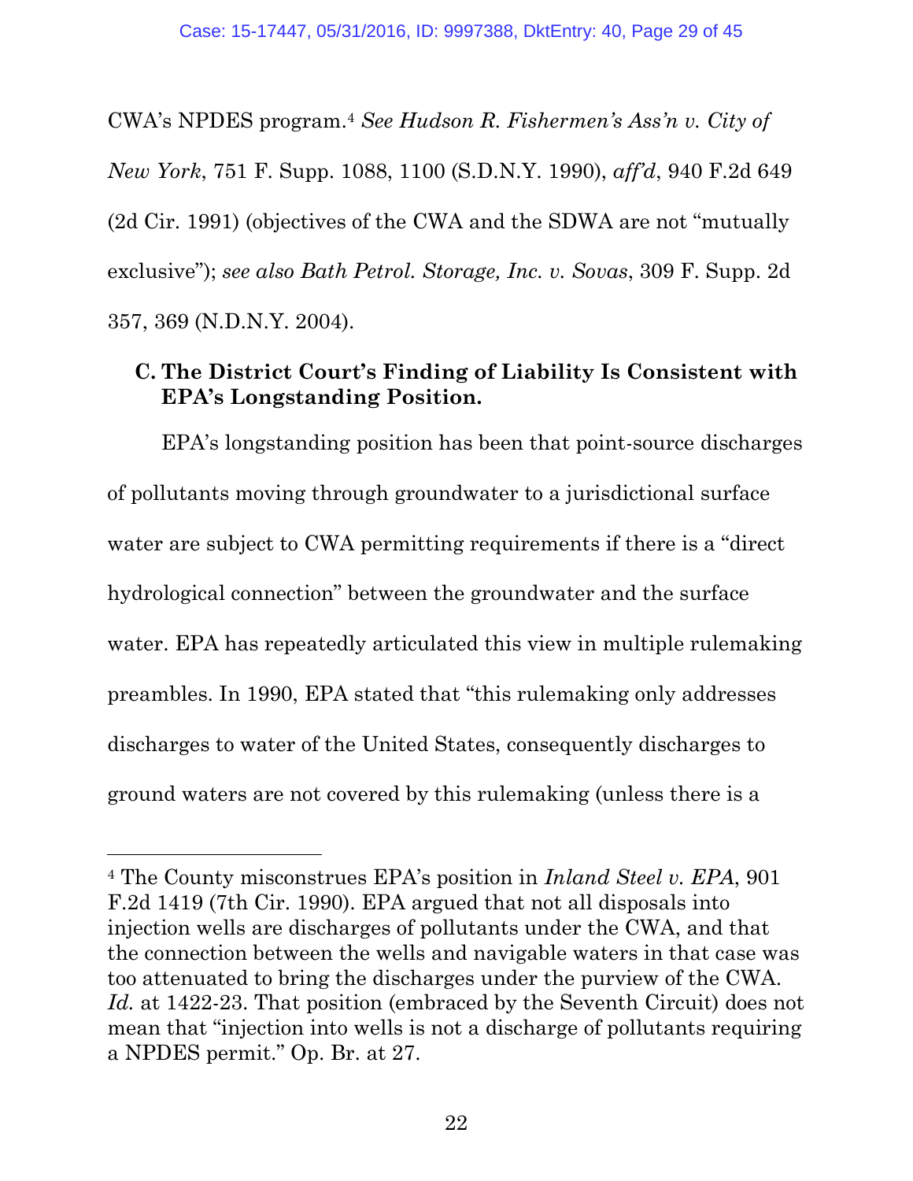CWA's NPDES program.[4] *See Hudson R. Fishermen's Ass'n v. City of New York*, 751 F. Supp. 1088, 1100 (S.D.N.Y. 1990), *aff'd*, 940 F.2d 649 (2d Cir. 1991) (objectives of the CWA and the SDWA are not "mutually exclusive"); *see also Bath Petrol. Storage, Inc. v. Sovas*, 309 F. Supp. 2d 357, 369 (N.D.N.Y. 2004).

### C. The District Court's Finding of Liability Is Consistent with EPA's Longstanding Position.

EPA's longstanding position has been that point-source discharges of pollutants moving through groundwater to a jurisdictional surface water are subject to CWA permitting requirements if there is a "direct hydrological connection" between the groundwater and the surface water. EPA has repeatedly articulated this view in multiple rulemaking preambles. In 1990, EPA stated that "this rulemaking only addresses discharges to water of the United States, consequently discharges to ground waters are not covered by this rulemaking (unless there is a

---

[4] The County misconstrues EPA's position in *Inland Steel v. EPA*, 901 F.2d 1419 (7th Cir. 1990). EPA argued that not all disposals into injection wells are discharges of pollutants under the CWA, and that the connection between the wells and navigable waters in that case was too attenuated to bring the discharges under the purview of the CWA. *Id.* at 1422-23. That position (embraced by the Seventh Circuit) does not mean that "injection into wells is not a discharge of pollutants requiring a NPDES permit." Op. Br. at 27.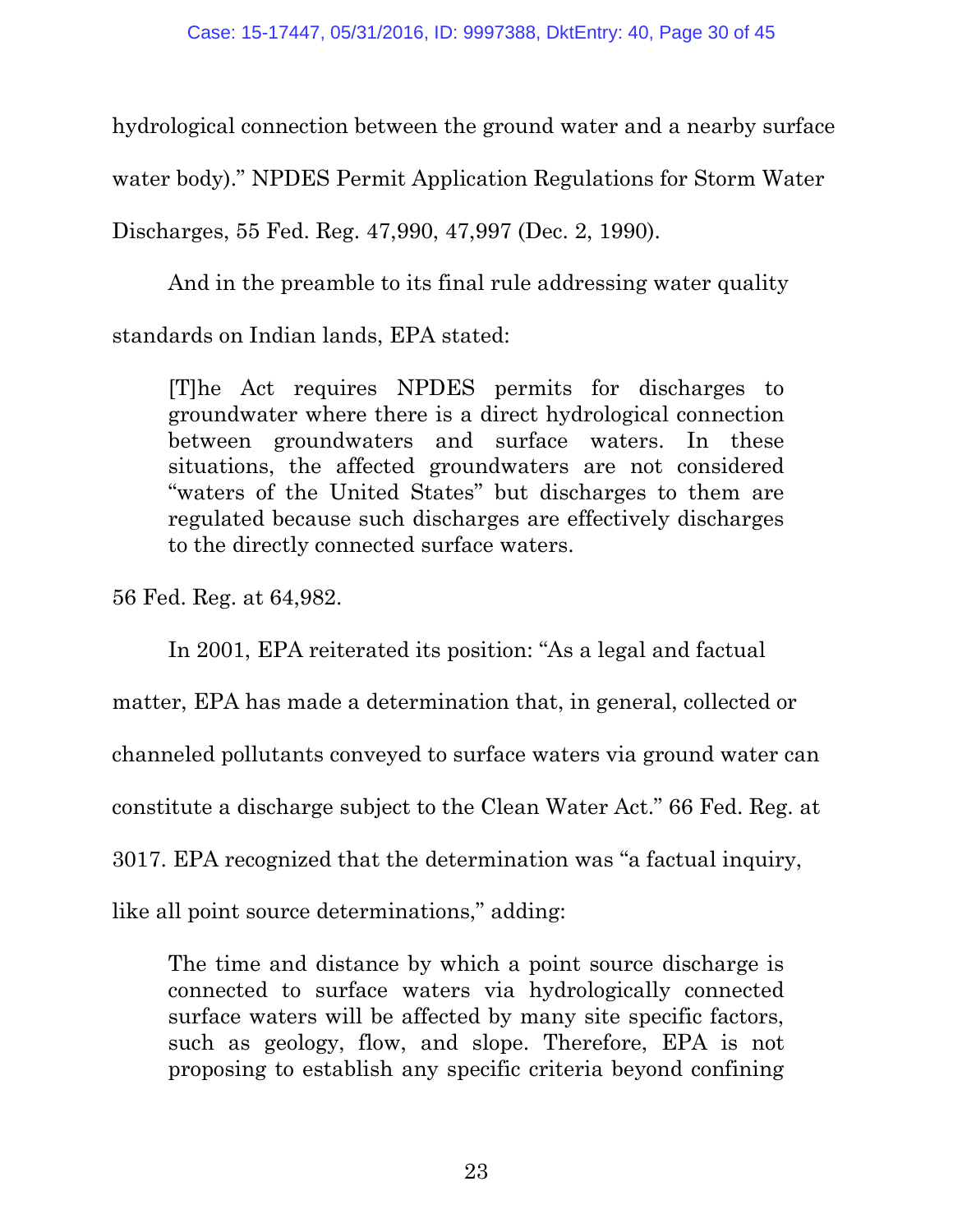hydrological connection between the ground water and a nearby surface water body)." NPDES Permit Application Regulations for Storm Water Discharges, 55 Fed. Reg. 47,990, 47,997 (Dec. 2, 1990).

And in the preamble to its final rule addressing water quality standards on Indian lands, EPA stated:

> [T]he Act requires NPDES permits for discharges to groundwater where there is a direct hydrological connection between groundwaters and surface waters. In these situations, the affected groundwaters are not considered "waters of the United States" but discharges to them are regulated because such discharges are effectively discharges to the directly connected surface waters.

56 Fed. Reg. at 64,982.

In 2001, EPA reiterated its position: "As a legal and factual matter, EPA has made a determination that, in general, collected or channeled pollutants conveyed to surface waters via ground water can constitute a discharge subject to the Clean Water Act." 66 Fed. Reg. at 3017. EPA recognized that the determination was "a factual inquiry, like all point source determinations," adding:

> The time and distance by which a point source discharge is connected to surface waters via hydrologically connected surface waters will be affected by many site specific factors, such as geology, flow, and slope. Therefore, EPA is not proposing to establish any specific criteria beyond confining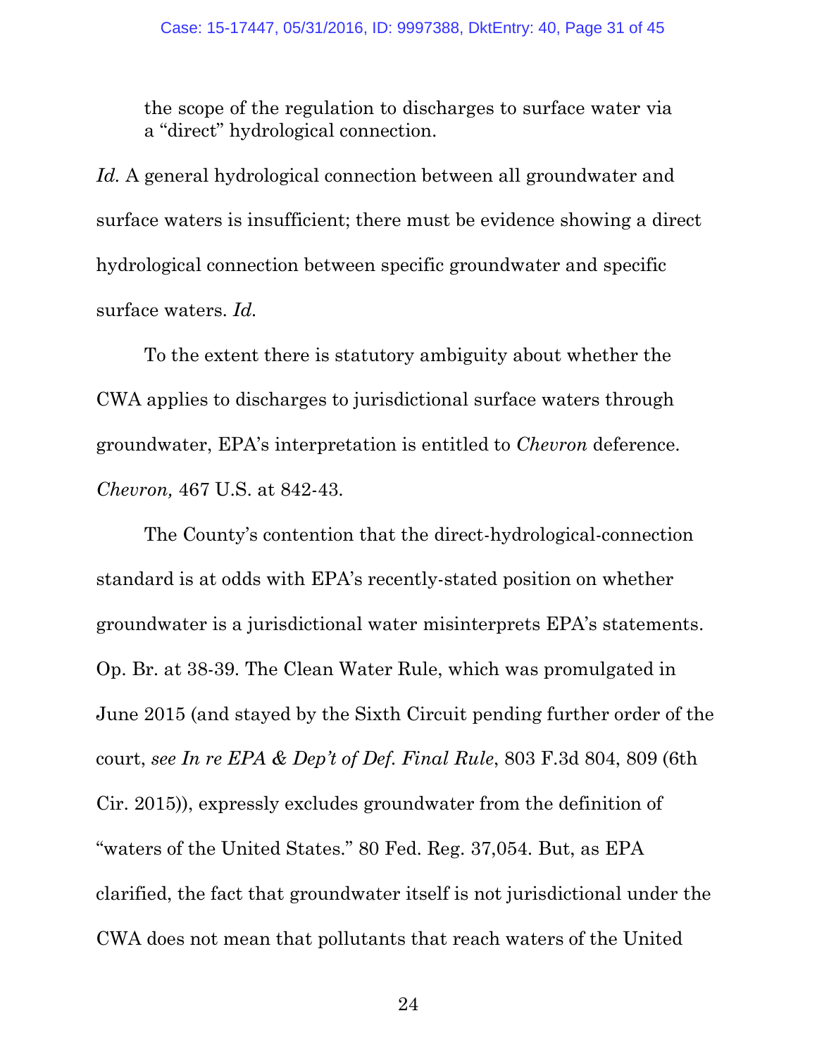> the scope of the regulation to discharges to surface water via a "direct" hydrological connection.

*Id.* A general hydrological connection between all groundwater and surface waters is insufficient; there must be evidence showing a direct hydrological connection between specific groundwater and specific surface waters. *Id.*

To the extent there is statutory ambiguity about whether the CWA applies to discharges to jurisdictional surface waters through groundwater, EPA's interpretation is entitled to *Chevron* deference. *Chevron,* 467 U.S. at 842-43.

The County's contention that the direct-hydrological-connection standard is at odds with EPA's recently-stated position on whether groundwater is a jurisdictional water misinterprets EPA's statements. Op. Br. at 38-39. The Clean Water Rule, which was promulgated in June 2015 (and stayed by the Sixth Circuit pending further order of the court, *see In re EPA & Dep't of Def. Final Rule*, 803 F.3d 804, 809 (6th Cir. 2015)), expressly excludes groundwater from the definition of "waters of the United States." 80 Fed. Reg. 37,054. But, as EPA clarified, the fact that groundwater itself is not jurisdictional under the CWA does not mean that pollutants that reach waters of the United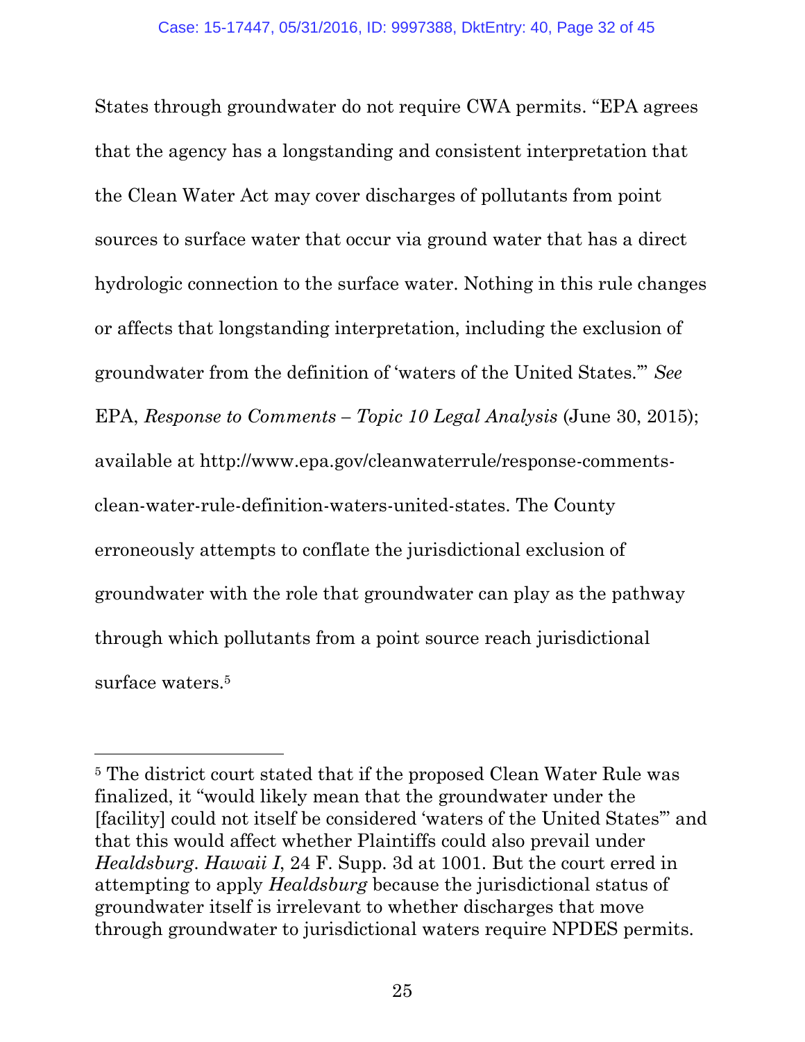States through groundwater do not require CWA permits. "EPA agrees that the agency has a longstanding and consistent interpretation that the Clean Water Act may cover discharges of pollutants from point sources to surface water that occur via ground water that has a direct hydrologic connection to the surface water. Nothing in this rule changes or affects that longstanding interpretation, including the exclusion of groundwater from the definition of 'waters of the United States.'" *See* EPA, *Response to Comments – Topic 10 Legal Analysis* (June 30, 2015); available at http://www.epa.gov/cleanwaterrule/response-comments-clean-water-rule-definition-waters-united-states. The County erroneously attempts to conflate the jurisdictional exclusion of groundwater with the role that groundwater can play as the pathway through which pollutants from a point source reach jurisdictional surface waters.[5]

---

[5] The district court stated that if the proposed Clean Water Rule was finalized, it "would likely mean that the groundwater under the [facility] could not itself be considered 'waters of the United States'" and that this would affect whether Plaintiffs could also prevail under *Healdsburg*. *Hawaii I*, 24 F. Supp. 3d at 1001. But the court erred in attempting to apply *Healdsburg* because the jurisdictional status of groundwater itself is irrelevant to whether discharges that move through groundwater to jurisdictional waters require NPDES permits.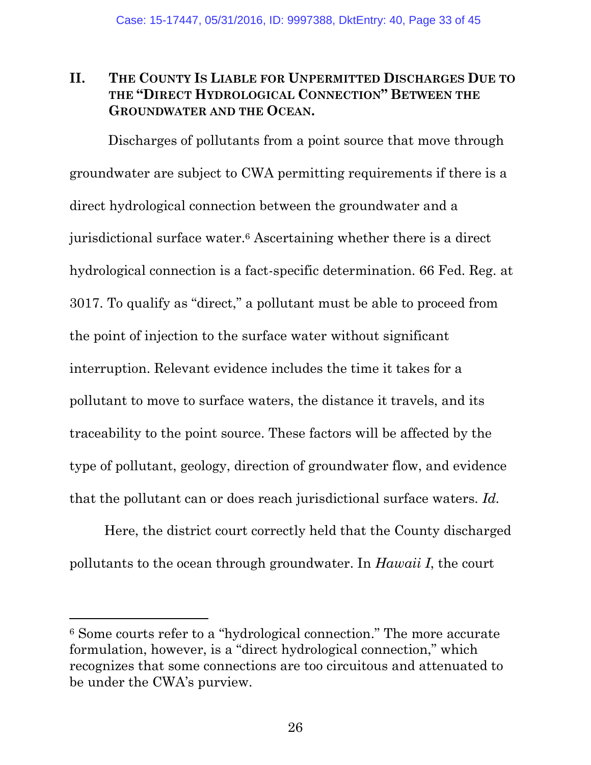## II. THE COUNTY IS LIABLE FOR UNPERMITTED DISCHARGES DUE TO THE "DIRECT HYDROLOGICAL CONNECTION" BETWEEN THE GROUNDWATER AND THE OCEAN.

Discharges of pollutants from a point source that move through groundwater are subject to CWA permitting requirements if there is a direct hydrological connection between the groundwater and a jurisdictional surface water.[6] Ascertaining whether there is a direct hydrological connection is a fact-specific determination. 66 Fed. Reg. at 3017. To qualify as "direct," a pollutant must be able to proceed from the point of injection to the surface water without significant interruption. Relevant evidence includes the time it takes for a pollutant to move to surface waters, the distance it travels, and its traceability to the point source. These factors will be affected by the type of pollutant, geology, direction of groundwater flow, and evidence that the pollutant can or does reach jurisdictional surface waters. *Id.*

Here, the district court correctly held that the County discharged pollutants to the ocean through groundwater. In *Hawaii I*, the court

---

[6] Some courts refer to a "hydrological connection." The more accurate formulation, however, is a "direct hydrological connection," which recognizes that some connections are too circuitous and attenuated to be under the CWA's purview.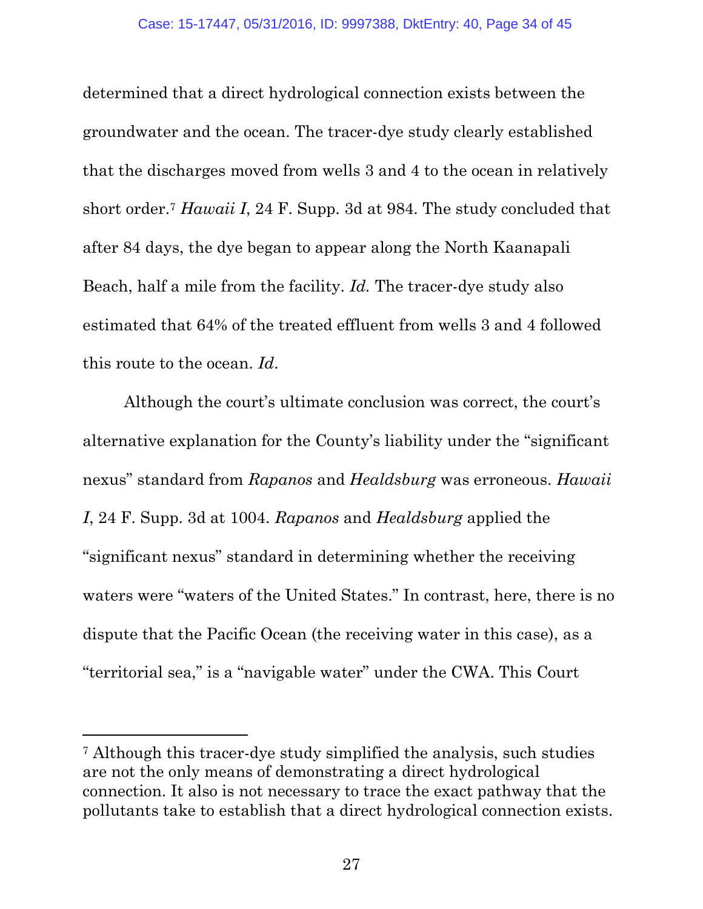determined that a direct hydrological connection exists between the groundwater and the ocean. The tracer-dye study clearly established that the discharges moved from wells 3 and 4 to the ocean in relatively short order.[7] *Hawaii I*, 24 F. Supp. 3d at 984. The study concluded that after 84 days, the dye began to appear along the North Kaanapali Beach, half a mile from the facility. *Id.* The tracer-dye study also estimated that 64% of the treated effluent from wells 3 and 4 followed this route to the ocean. *Id*.

Although the court's ultimate conclusion was correct, the court's alternative explanation for the County's liability under the "significant nexus" standard from *Rapanos* and *Healdsburg* was erroneous. *Hawaii I*, 24 F. Supp. 3d at 1004. *Rapanos* and *Healdsburg* applied the "significant nexus" standard in determining whether the receiving waters were "waters of the United States." In contrast, here, there is no dispute that the Pacific Ocean (the receiving water in this case), as a "territorial sea," is a "navigable water" under the CWA. This Court

---

[7] Although this tracer-dye study simplified the analysis, such studies are not the only means of demonstrating a direct hydrological connection. It also is not necessary to trace the exact pathway that the pollutants take to establish that a direct hydrological connection exists.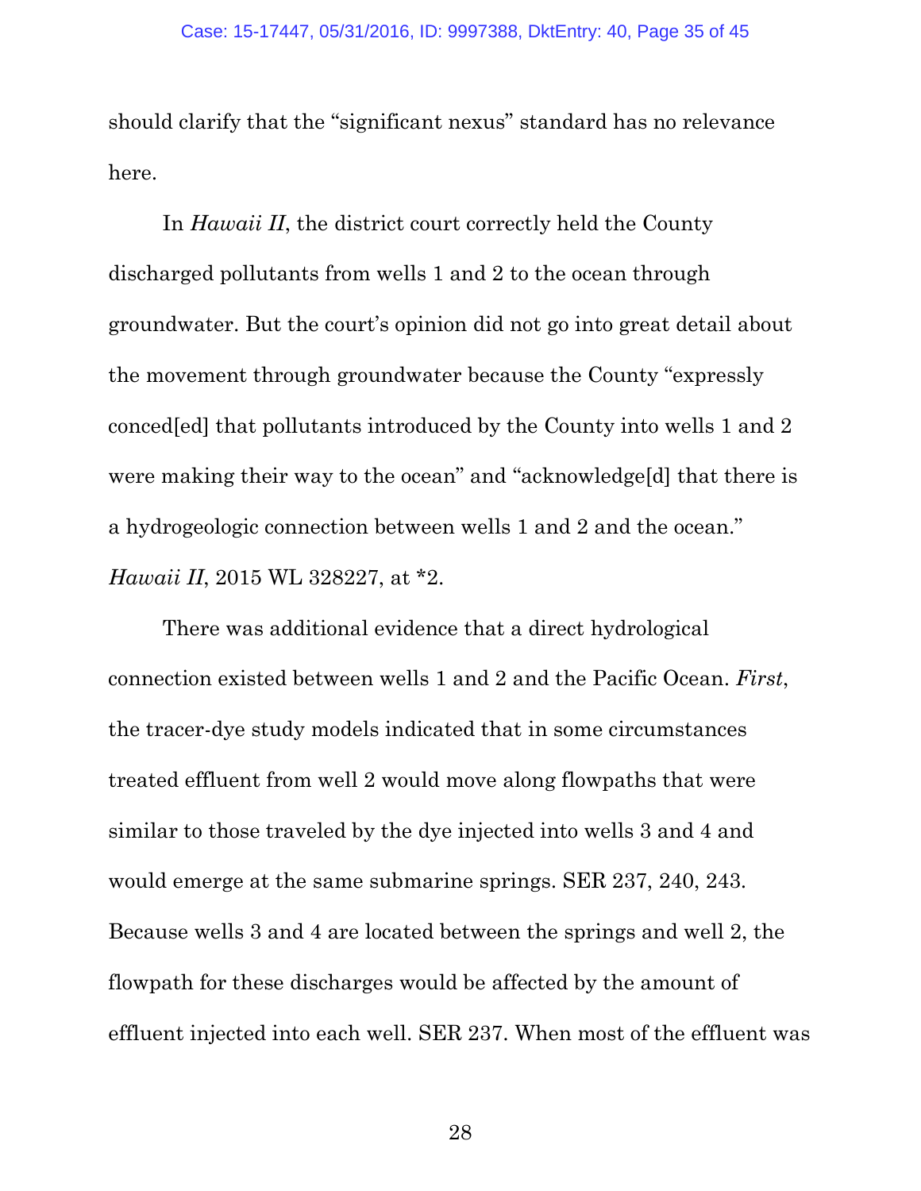should clarify that the "significant nexus" standard has no relevance here.

In *Hawaii II*, the district court correctly held the County discharged pollutants from wells 1 and 2 to the ocean through groundwater. But the court's opinion did not go into great detail about the movement through groundwater because the County "expressly conced[ed] that pollutants introduced by the County into wells 1 and 2 were making their way to the ocean" and "acknowledge[d] that there is a hydrogeologic connection between wells 1 and 2 and the ocean." *Hawaii II*, 2015 WL 328227, at *2.

There was additional evidence that a direct hydrological connection existed between wells 1 and 2 and the Pacific Ocean. *First*, the tracer-dye study models indicated that in some circumstances treated effluent from well 2 would move along flowpaths that were similar to those traveled by the dye injected into wells 3 and 4 and would emerge at the same submarine springs. SER 237, 240, 243. Because wells 3 and 4 are located between the springs and well 2, the flowpath for these discharges would be affected by the amount of effluent injected into each well. SER 237. When most of the effluent was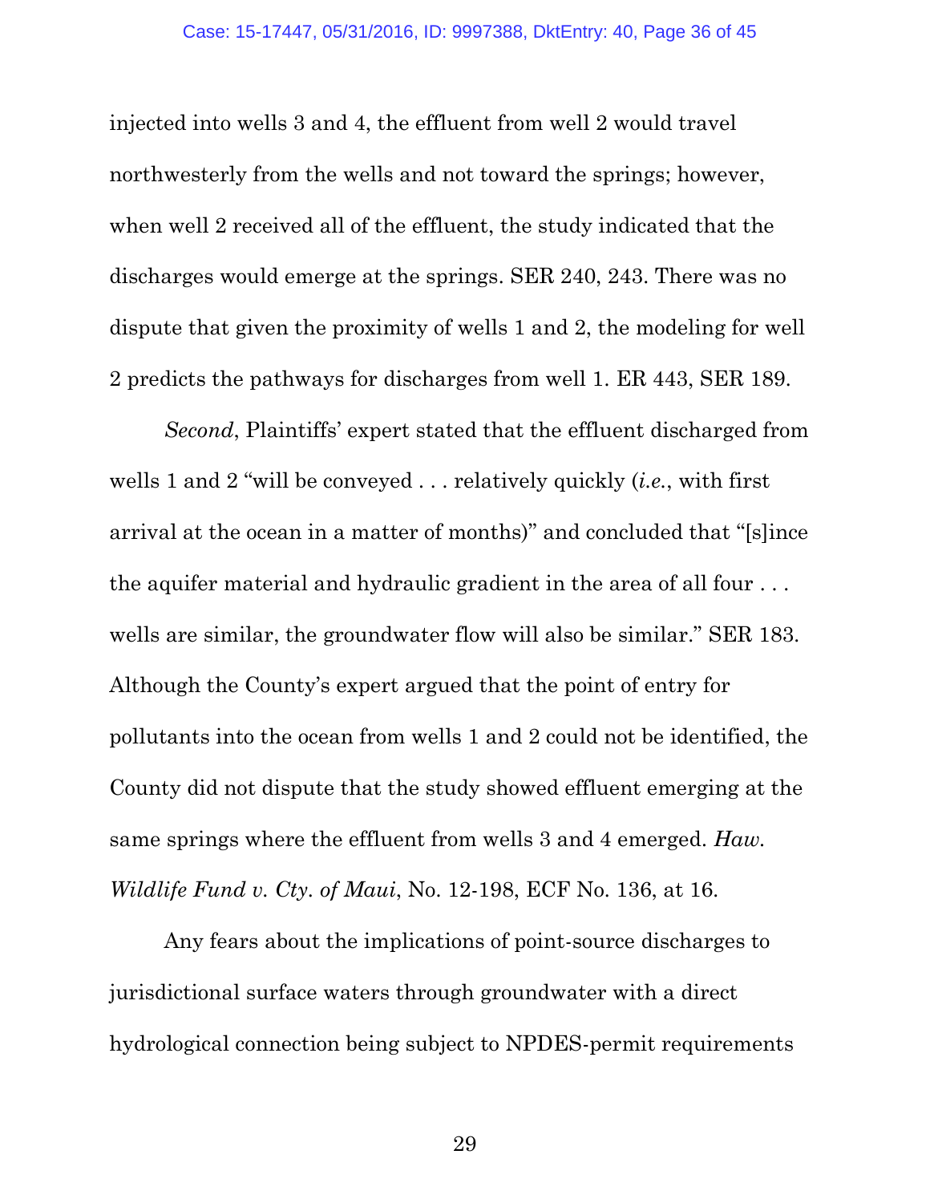injected into wells 3 and 4, the effluent from well 2 would travel northwesterly from the wells and not toward the springs; however, when well 2 received all of the effluent, the study indicated that the discharges would emerge at the springs. SER 240, 243. There was no dispute that given the proximity of wells 1 and 2, the modeling for well 2 predicts the pathways for discharges from well 1. ER 443, SER 189.

*Second*, Plaintiffs' expert stated that the effluent discharged from wells 1 and 2 "will be conveyed . . . relatively quickly (*i.e.*, with first arrival at the ocean in a matter of months)" and concluded that "[s]ince the aquifer material and hydraulic gradient in the area of all four . . . wells are similar, the groundwater flow will also be similar." SER 183. Although the County's expert argued that the point of entry for pollutants into the ocean from wells 1 and 2 could not be identified, the County did not dispute that the study showed effluent emerging at the same springs where the effluent from wells 3 and 4 emerged. *Haw. Wildlife Fund v. Cty. of Maui*, No. 12-198, ECF No. 136, at 16.

Any fears about the implications of point-source discharges to jurisdictional surface waters through groundwater with a direct hydrological connection being subject to NPDES-permit requirements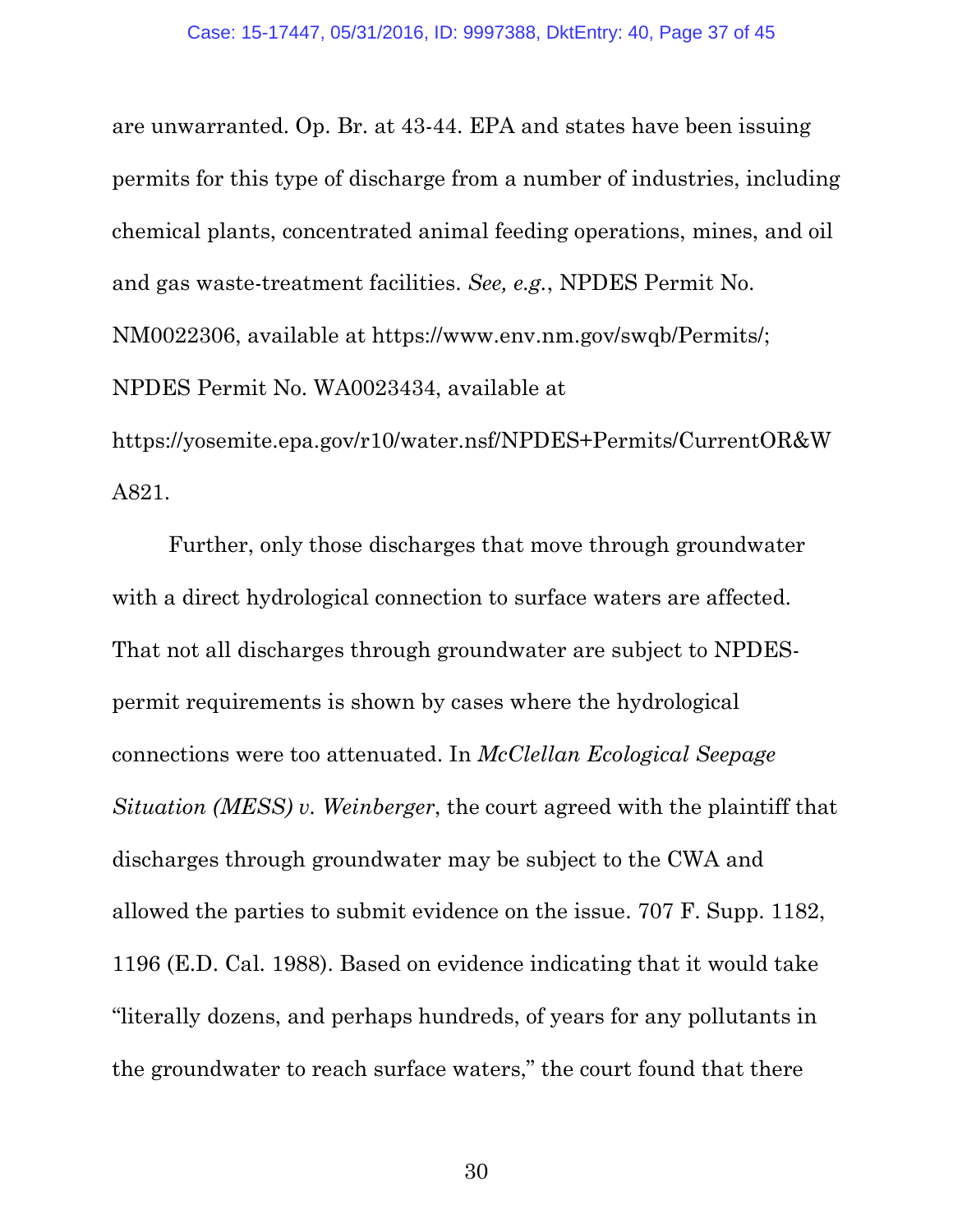are unwarranted. Op. Br. at 43-44. EPA and states have been issuing permits for this type of discharge from a number of industries, including chemical plants, concentrated animal feeding operations, mines, and oil and gas waste-treatment facilities. *See, e.g.*, NPDES Permit No. NM0022306, available at https://www.env.nm.gov/swqb/Permits/; NPDES Permit No. WA0023434, available at https://yosemite.epa.gov/r10/water.nsf/NPDES+Permits/CurrentOR&WA821.

Further, only those discharges that move through groundwater with a direct hydrological connection to surface waters are affected. That not all discharges through groundwater are subject to NPDES-permit requirements is shown by cases where the hydrological connections were too attenuated. In *McClellan Ecological Seepage Situation (MESS) v. Weinberger*, the court agreed with the plaintiff that discharges through groundwater may be subject to the CWA and allowed the parties to submit evidence on the issue. 707 F. Supp. 1182, 1196 (E.D. Cal. 1988). Based on evidence indicating that it would take "literally dozens, and perhaps hundreds, of years for any pollutants in the groundwater to reach surface waters," the court found that there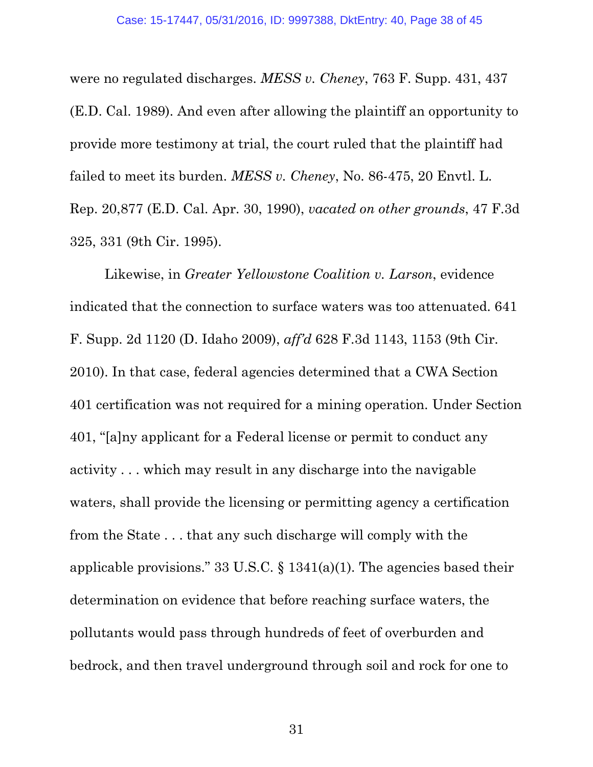were no regulated discharges. *MESS v. Cheney*, 763 F. Supp. 431, 437 (E.D. Cal. 1989). And even after allowing the plaintiff an opportunity to provide more testimony at trial, the court ruled that the plaintiff had failed to meet its burden. *MESS v. Cheney*, No. 86-475, 20 Envtl. L. Rep. 20,877 (E.D. Cal. Apr. 30, 1990), *vacated on other grounds*, 47 F.3d 325, 331 (9th Cir. 1995).

Likewise, in *Greater Yellowstone Coalition v. Larson*, evidence indicated that the connection to surface waters was too attenuated. 641 F. Supp. 2d 1120 (D. Idaho 2009), *aff'd* 628 F.3d 1143, 1153 (9th Cir. 2010). In that case, federal agencies determined that a CWA Section 401 certification was not required for a mining operation. Under Section 401, "[a]ny applicant for a Federal license or permit to conduct any activity . . . which may result in any discharge into the navigable waters, shall provide the licensing or permitting agency a certification from the State . . . that any such discharge will comply with the applicable provisions." 33 U.S.C. § 1341(a)(1). The agencies based their determination on evidence that before reaching surface waters, the pollutants would pass through hundreds of feet of overburden and bedrock, and then travel underground through soil and rock for one to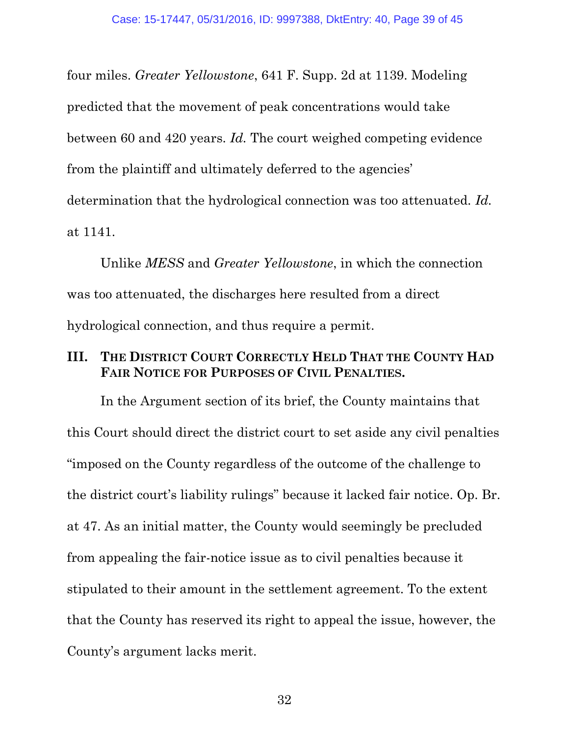four miles. *Greater Yellowstone*, 641 F. Supp. 2d at 1139. Modeling predicted that the movement of peak concentrations would take between 60 and 420 years. *Id.* The court weighed competing evidence from the plaintiff and ultimately deferred to the agencies' determination that the hydrological connection was too attenuated. *Id.* at 1141.

Unlike *MESS* and *Greater Yellowstone*, in which the connection was too attenuated, the discharges here resulted from a direct hydrological connection, and thus require a permit.

## III. THE DISTRICT COURT CORRECTLY HELD THAT THE COUNTY HAD FAIR NOTICE FOR PURPOSES OF CIVIL PENALTIES.

In the Argument section of its brief, the County maintains that this Court should direct the district court to set aside any civil penalties "imposed on the County regardless of the outcome of the challenge to the district court's liability rulings" because it lacked fair notice. Op. Br. at 47. As an initial matter, the County would seemingly be precluded from appealing the fair-notice issue as to civil penalties because it stipulated to their amount in the settlement agreement. To the extent that the County has reserved its right to appeal the issue, however, the County's argument lacks merit.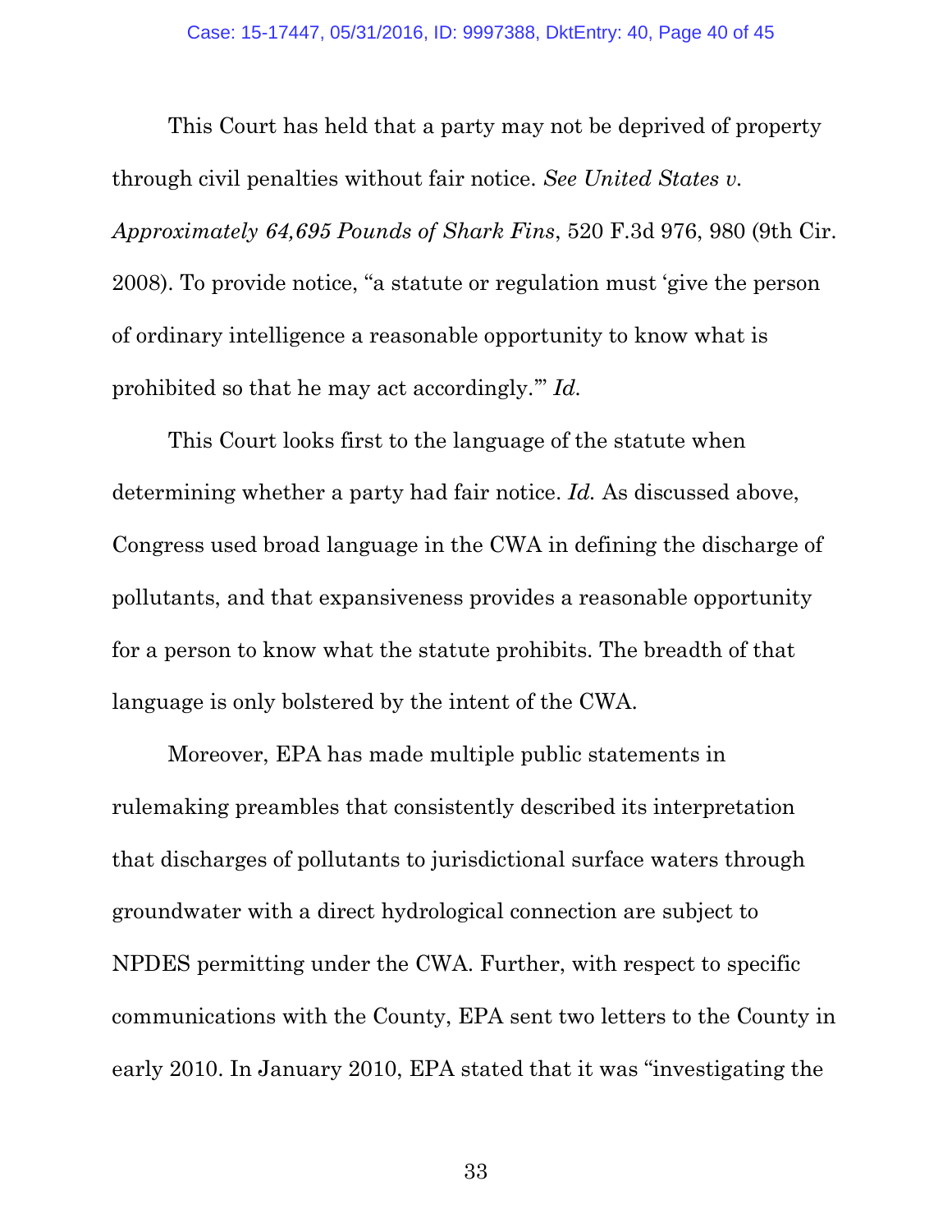This Court has held that a party may not be deprived of property through civil penalties without fair notice. *See United States v. Approximately 64,695 Pounds of Shark Fins*, 520 F.3d 976, 980 (9th Cir. 2008). To provide notice, "a statute or regulation must 'give the person of ordinary intelligence a reasonable opportunity to know what is prohibited so that he may act accordingly.'" *Id.*

This Court looks first to the language of the statute when determining whether a party had fair notice. *Id.* As discussed above, Congress used broad language in the CWA in defining the discharge of pollutants, and that expansiveness provides a reasonable opportunity for a person to know what the statute prohibits. The breadth of that language is only bolstered by the intent of the CWA.

Moreover, EPA has made multiple public statements in rulemaking preambles that consistently described its interpretation that discharges of pollutants to jurisdictional surface waters through groundwater with a direct hydrological connection are subject to NPDES permitting under the CWA. Further, with respect to specific communications with the County, EPA sent two letters to the County in early 2010. In January 2010, EPA stated that it was "investigating the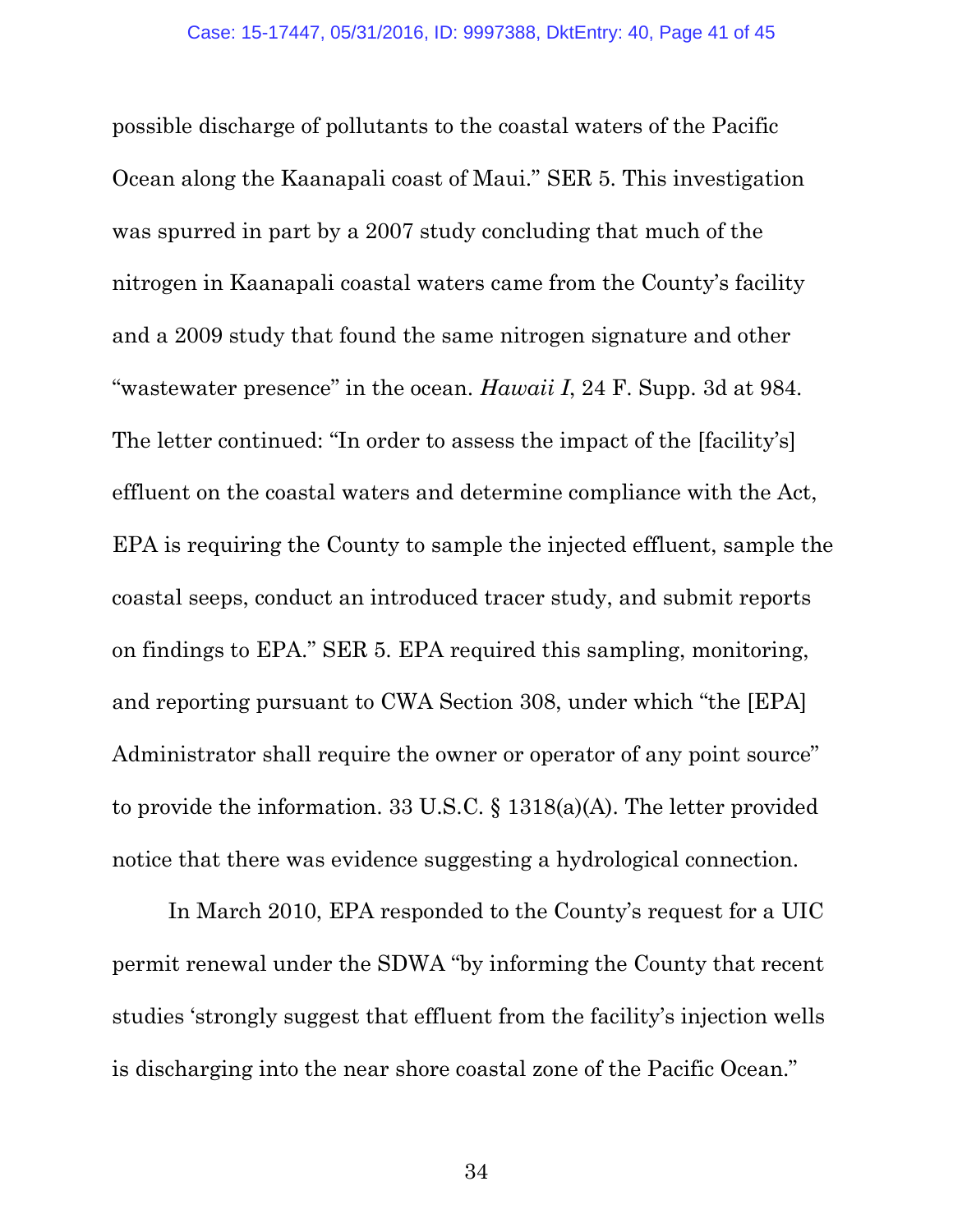possible discharge of pollutants to the coastal waters of the Pacific Ocean along the Kaanapali coast of Maui." SER 5. This investigation was spurred in part by a 2007 study concluding that much of the nitrogen in Kaanapali coastal waters came from the County's facility and a 2009 study that found the same nitrogen signature and other "wastewater presence" in the ocean. *Hawaii I*, 24 F. Supp. 3d at 984. The letter continued: "In order to assess the impact of the [facility's] effluent on the coastal waters and determine compliance with the Act, EPA is requiring the County to sample the injected effluent, sample the coastal seeps, conduct an introduced tracer study, and submit reports on findings to EPA." SER 5. EPA required this sampling, monitoring, and reporting pursuant to CWA Section 308, under which "the [EPA] Administrator shall require the owner or operator of any point source" to provide the information. 33 U.S.C. § 1318(a)(A). The letter provided notice that there was evidence suggesting a hydrological connection.

In March 2010, EPA responded to the County's request for a UIC permit renewal under the SDWA "by informing the County that recent studies 'strongly suggest that effluent from the facility's injection wells is discharging into the near shore coastal zone of the Pacific Ocean."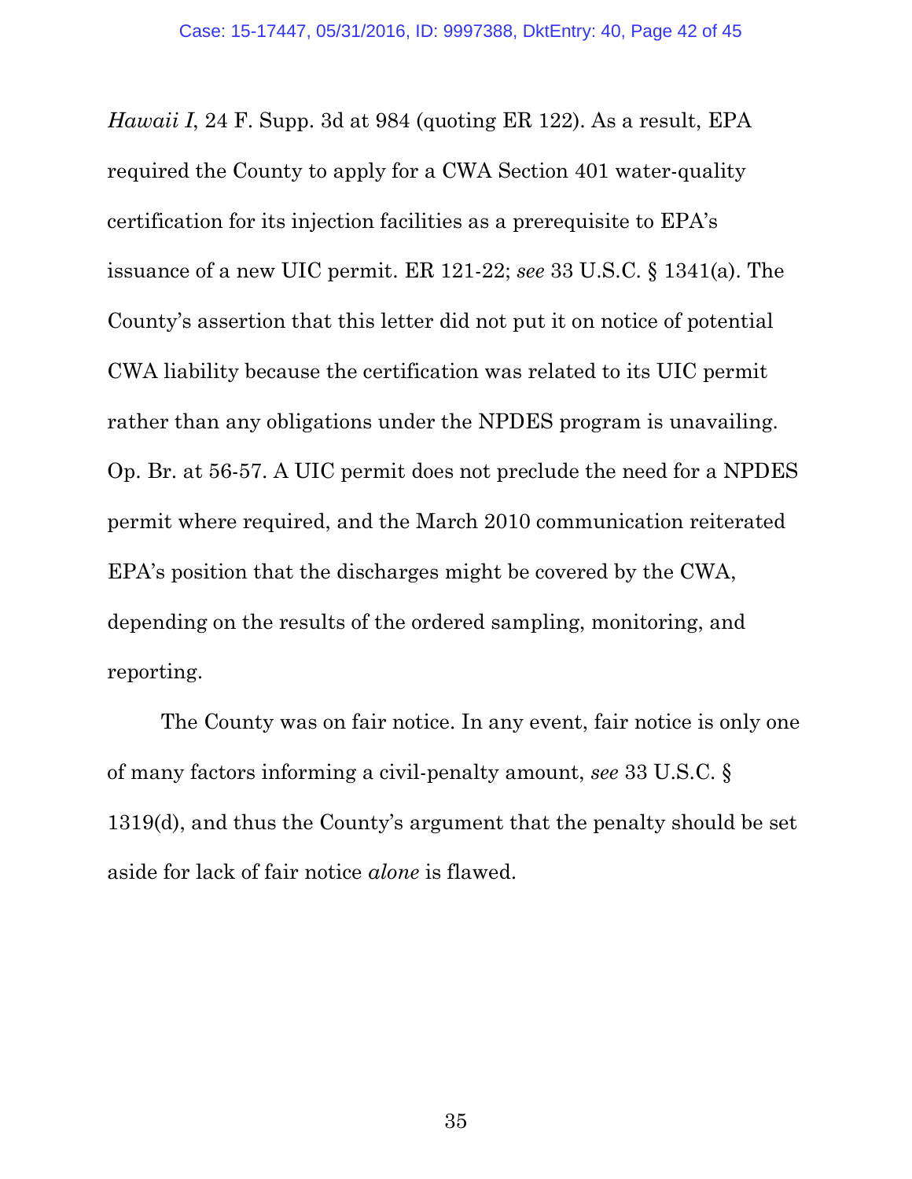*Hawaii I*, 24 F. Supp. 3d at 984 (quoting ER 122). As a result, EPA required the County to apply for a CWA Section 401 water-quality certification for its injection facilities as a prerequisite to EPA's issuance of a new UIC permit. ER 121-22; *see* 33 U.S.C. § 1341(a). The County's assertion that this letter did not put it on notice of potential CWA liability because the certification was related to its UIC permit rather than any obligations under the NPDES program is unavailing. Op. Br. at 56-57. A UIC permit does not preclude the need for a NPDES permit where required, and the March 2010 communication reiterated EPA's position that the discharges might be covered by the CWA, depending on the results of the ordered sampling, monitoring, and reporting.

The County was on fair notice. In any event, fair notice is only one of many factors informing a civil-penalty amount, *see* 33 U.S.C. § 1319(d), and thus the County's argument that the penalty should be set aside for lack of fair notice *alone* is flawed.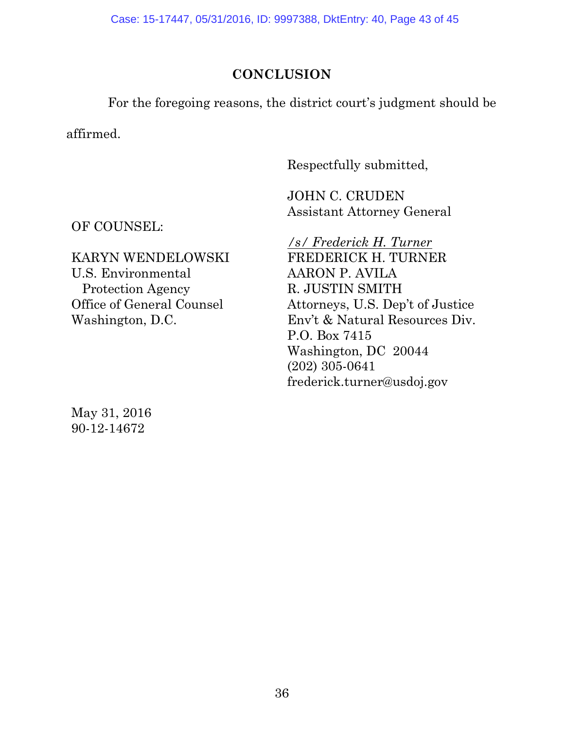## CONCLUSION

For the foregoing reasons, the district court's judgment should be affirmed.

Respectfully submitted,

JOHN C. CRUDEN
Assistant Attorney General

*/s/ Frederick H. Turner*
FREDERICK H. TURNER
AARON P. AVILA
R. JUSTIN SMITH
Attorneys, U.S. Dep't of Justice
Env't & Natural Resources Div.
P.O. Box 7415
Washington, DC 20044
(202) 305-0641
frederick.turner@usdoj.gov

OF COUNSEL:

KARYN WENDELOWSKI
U.S. Environmental
Protection Agency
Office of General Counsel
Washington, D.C.

May 31, 2016
90-12-14672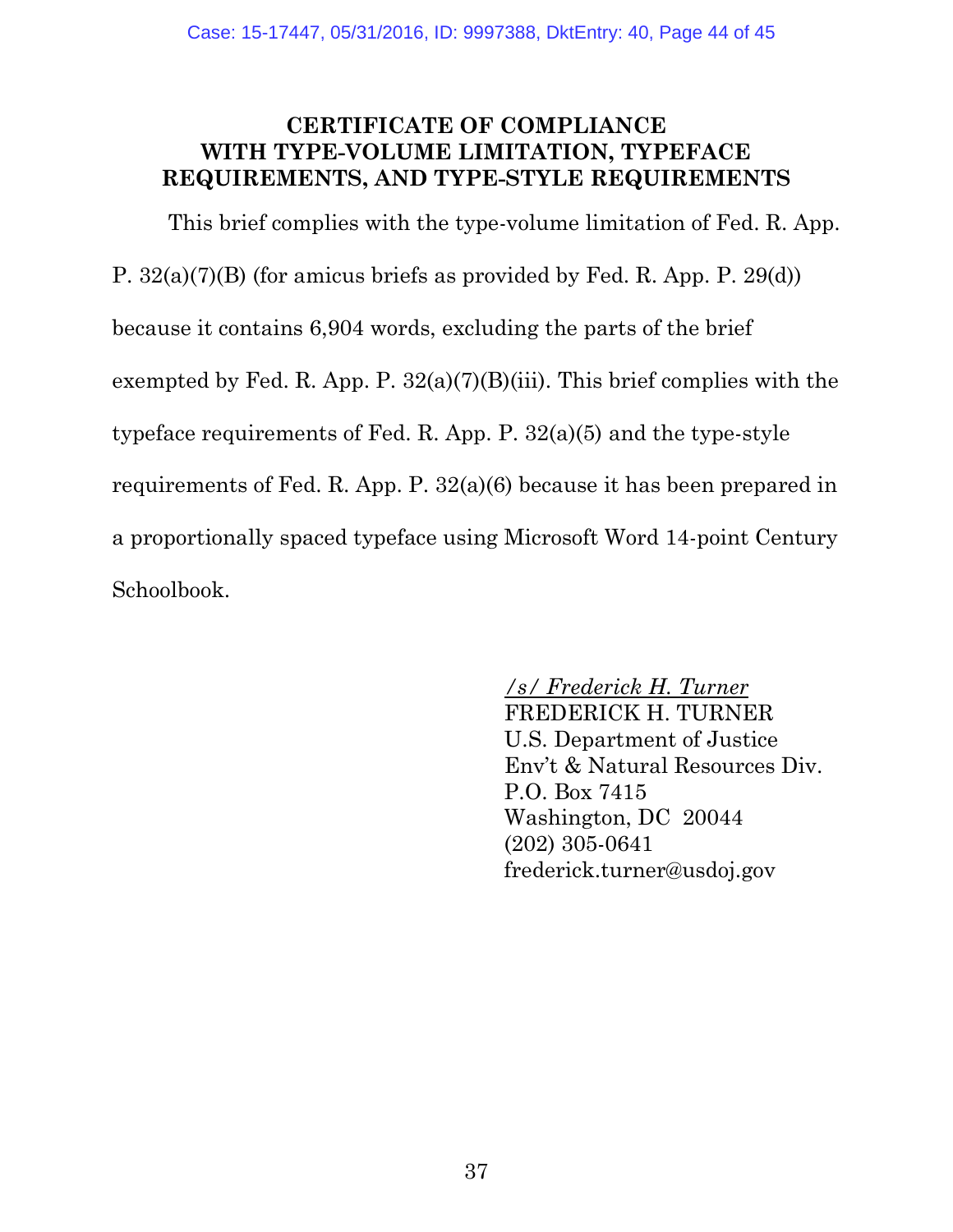## CERTIFICATE OF COMPLIANCE WITH TYPE-VOLUME LIMITATION, TYPEFACE REQUIREMENTS, AND TYPE-STYLE REQUIREMENTS

This brief complies with the type-volume limitation of Fed. R. App. P. 32(a)(7)(B) (for amicus briefs as provided by Fed. R. App. P. 29(d)) because it contains 6,904 words, excluding the parts of the brief exempted by Fed. R. App. P. 32(a)(7)(B)(iii). This brief complies with the typeface requirements of Fed. R. App. P. 32(a)(5) and the type-style requirements of Fed. R. App. P. 32(a)(6) because it has been prepared in a proportionally spaced typeface using Microsoft Word 14-point Century Schoolbook.

*/s/ Frederick H. Turner*
FREDERICK H. TURNER
U.S. Department of Justice
Env't & Natural Resources Div.
P.O. Box 7415
Washington, DC 20044
(202) 305-0641
frederick.turner@usdoj.gov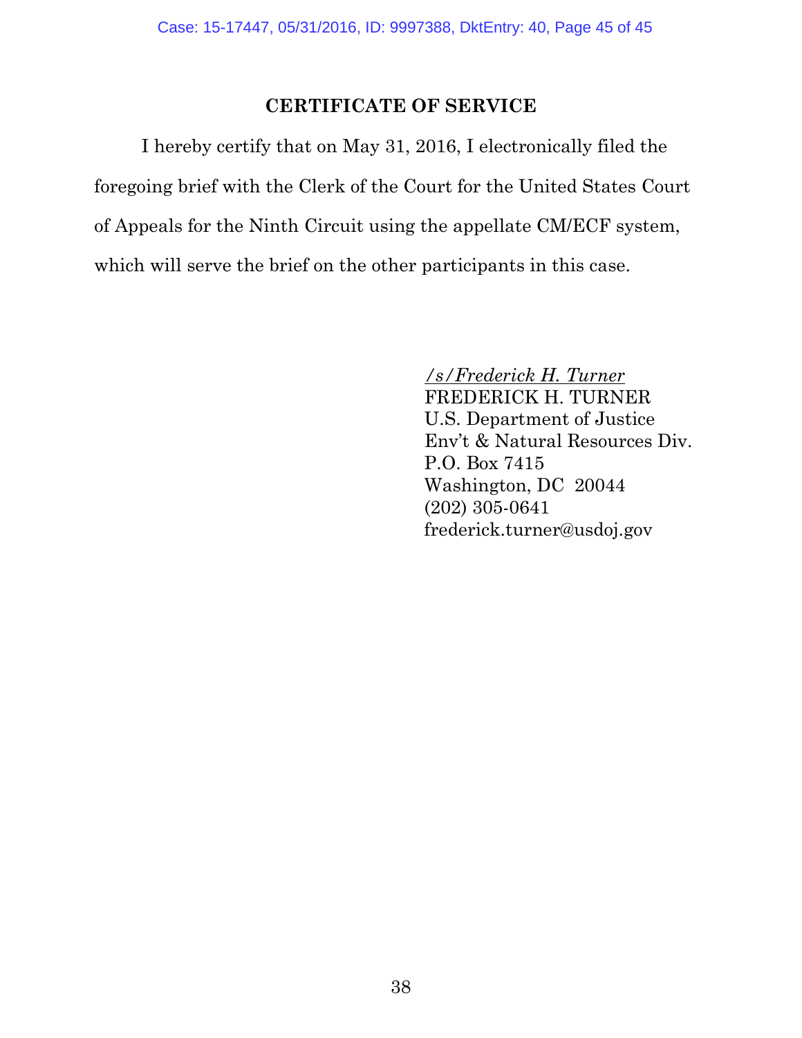## CERTIFICATE OF SERVICE

I hereby certify that on May 31, 2016, I electronically filed the foregoing brief with the Clerk of the Court for the United States Court of Appeals for the Ninth Circuit using the appellate CM/ECF system, which will serve the brief on the other participants in this case.

*/s/Frederick H. Turner*
FREDERICK H. TURNER
U.S. Department of Justice
Env't & Natural Resources Div.
P.O. Box 7415
Washington, DC 20044
(202) 305-0641
frederick.turner@usdoj.gov